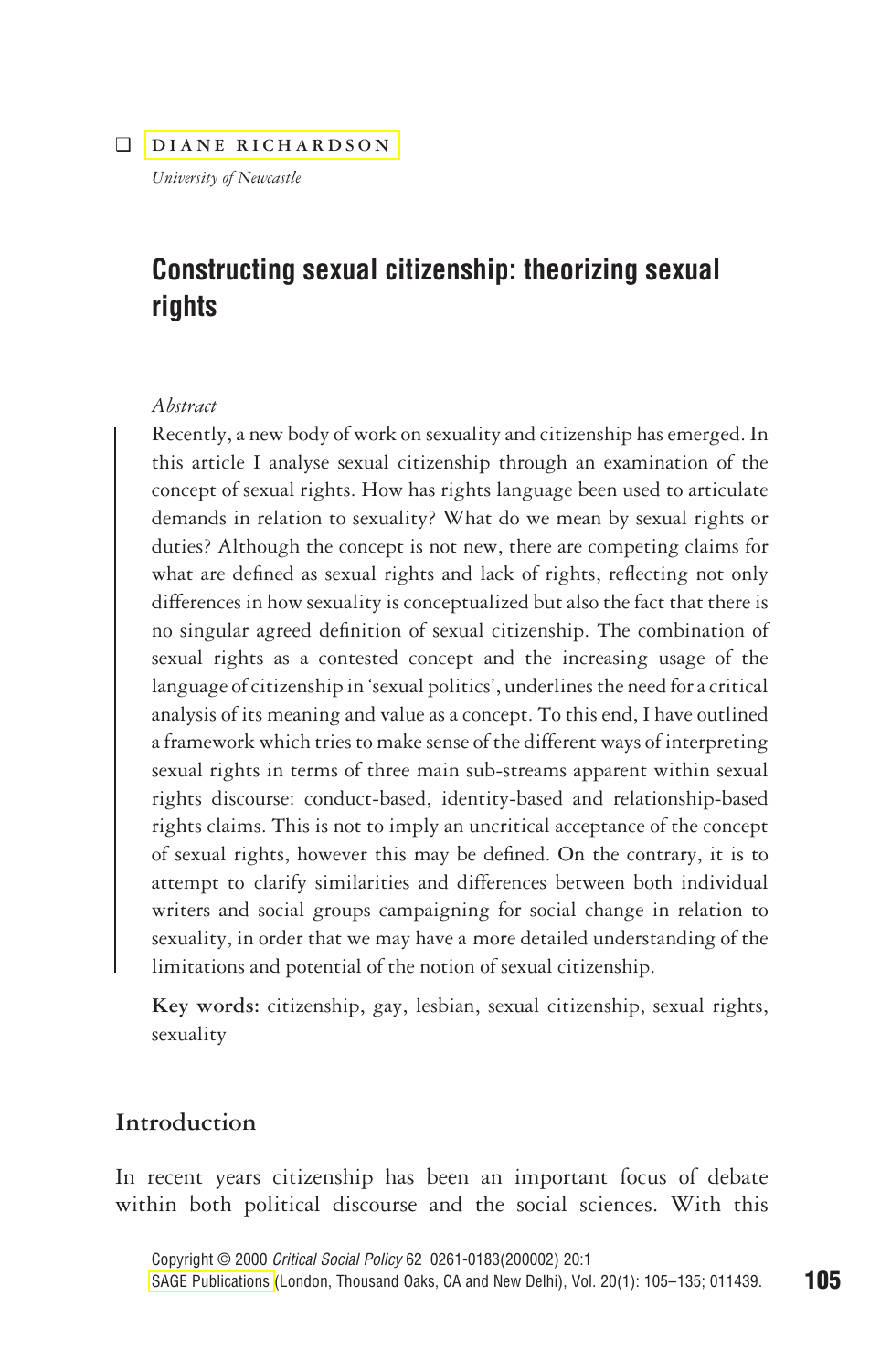❑ DIANE RICHARDSON

*University of Newcastle*

# Constructing sexual citizenship: theorizing sexual rights

*Abstract*

Recently, a new body of work on sexuality and citizenship has emerged. In this article I analyse sexual citizenship through an examination of the concept of sexual rights. How has rights language been used to articulate demands in relation to sexuality? What do we mean by sexual rights or duties? Although the concept is not new, there are competing claims for what are defined as sexual rights and lack of rights, reflecting not only differences in how sexuality is conceptualized but also the fact that there is no singular agreed definition of sexual citizenship. The combination of sexual rights as a contested concept and the increasing usage of the language of citizenship in 'sexual politics', underlines the need for a critical analysis of its meaning and value as a concept. To this end, I have outlined a framework which tries to make sense of the different ways of interpreting sexual rights in terms of three main sub-streams apparent within sexual rights discourse: conduct-based, identity-based and relationship-based rights claims. This is not to imply an uncritical acceptance of the concept of sexual rights, however this may be defined. On the contrary, it is to attempt to clarify similarities and differences between both individual writers and social groups campaigning for social change in relation to sexuality, in order that we may have a more detailed understanding of the limitations and potential of the notion of sexual citizenship.

**Key words:** citizenship, gay, lesbian, sexual citizenship, sexual rights, sexuality

## Introduction

In recent years citizenship has been an important focus of debate within both political discourse and the social sciences. With this

Copyright © 2000 *Critical Social Policy* 62 0261-0183(200002) 20:1
SAGE Publications (London, Thousand Oaks, CA and New Delhi), Vol. 20(1): 105–135; 011439.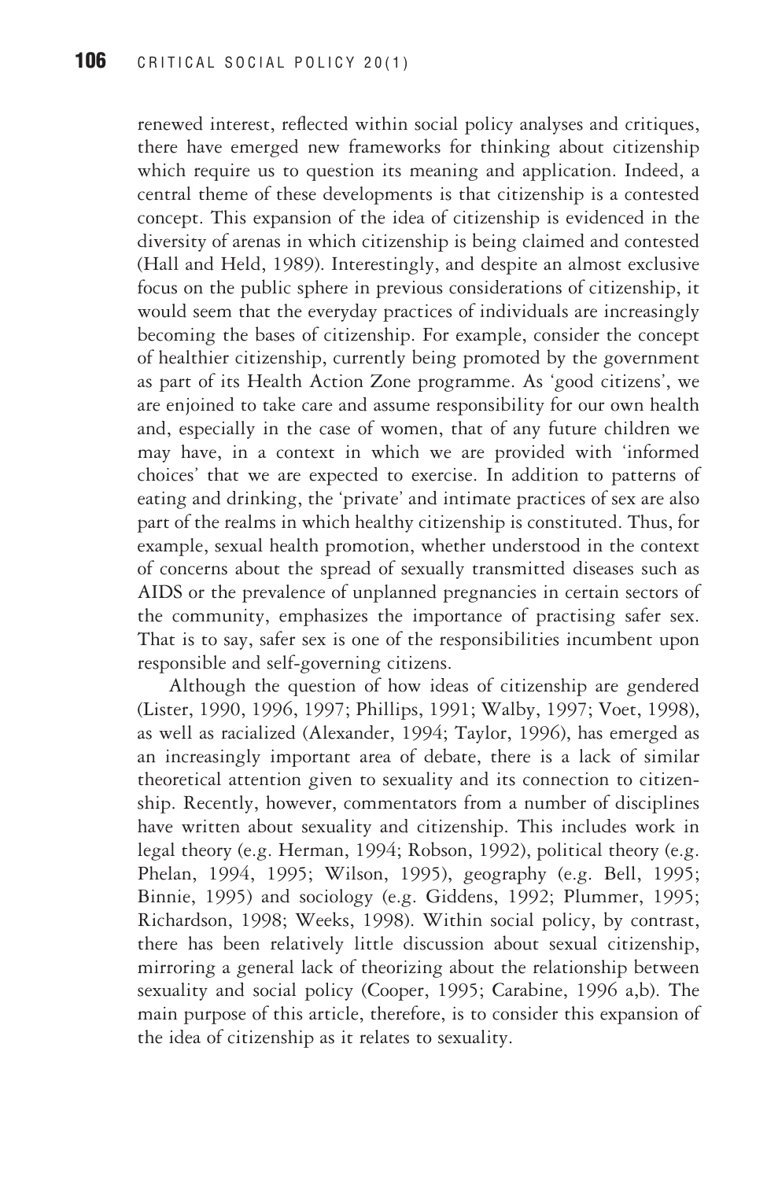renewed interest, reflected within social policy analyses and critiques, there have emerged new frameworks for thinking about citizenship which require us to question its meaning and application. Indeed, a central theme of these developments is that citizenship is a contested concept. This expansion of the idea of citizenship is evidenced in the diversity of arenas in which citizenship is being claimed and contested (Hall and Held, 1989). Interestingly, and despite an almost exclusive focus on the public sphere in previous considerations of citizenship, it would seem that the everyday practices of individuals are increasingly becoming the bases of citizenship. For example, consider the concept of healthier citizenship, currently being promoted by the government as part of its Health Action Zone programme. As 'good citizens', we are enjoined to take care and assume responsibility for our own health and, especially in the case of women, that of any future children we may have, in a context in which we are provided with 'informed choices' that we are expected to exercise. In addition to patterns of eating and drinking, the 'private' and intimate practices of sex are also part of the realms in which healthy citizenship is constituted. Thus, for example, sexual health promotion, whether understood in the context of concerns about the spread of sexually transmitted diseases such as AIDS or the prevalence of unplanned pregnancies in certain sectors of the community, emphasizes the importance of practising safer sex. That is to say, safer sex is one of the responsibilities incumbent upon responsible and self-governing citizens.

Although the question of how ideas of citizenship are gendered (Lister, 1990, 1996, 1997; Phillips, 1991; Walby, 1997; Voet, 1998), as well as racialized (Alexander, 1994; Taylor, 1996), has emerged as an increasingly important area of debate, there is a lack of similar theoretical attention given to sexuality and its connection to citizenship. Recently, however, commentators from a number of disciplines have written about sexuality and citizenship. This includes work in legal theory (e.g. Herman, 1994; Robson, 1992), political theory (e.g. Phelan, 1994, 1995; Wilson, 1995), geography (e.g. Bell, 1995; Binnie, 1995) and sociology (e.g. Giddens, 1992; Plummer, 1995; Richardson, 1998; Weeks, 1998). Within social policy, by contrast, there has been relatively little discussion about sexual citizenship, mirroring a general lack of theorizing about the relationship between sexuality and social policy (Cooper, 1995; Carabine, 1996 a,b). The main purpose of this article, therefore, is to consider this expansion of the idea of citizenship as it relates to sexuality.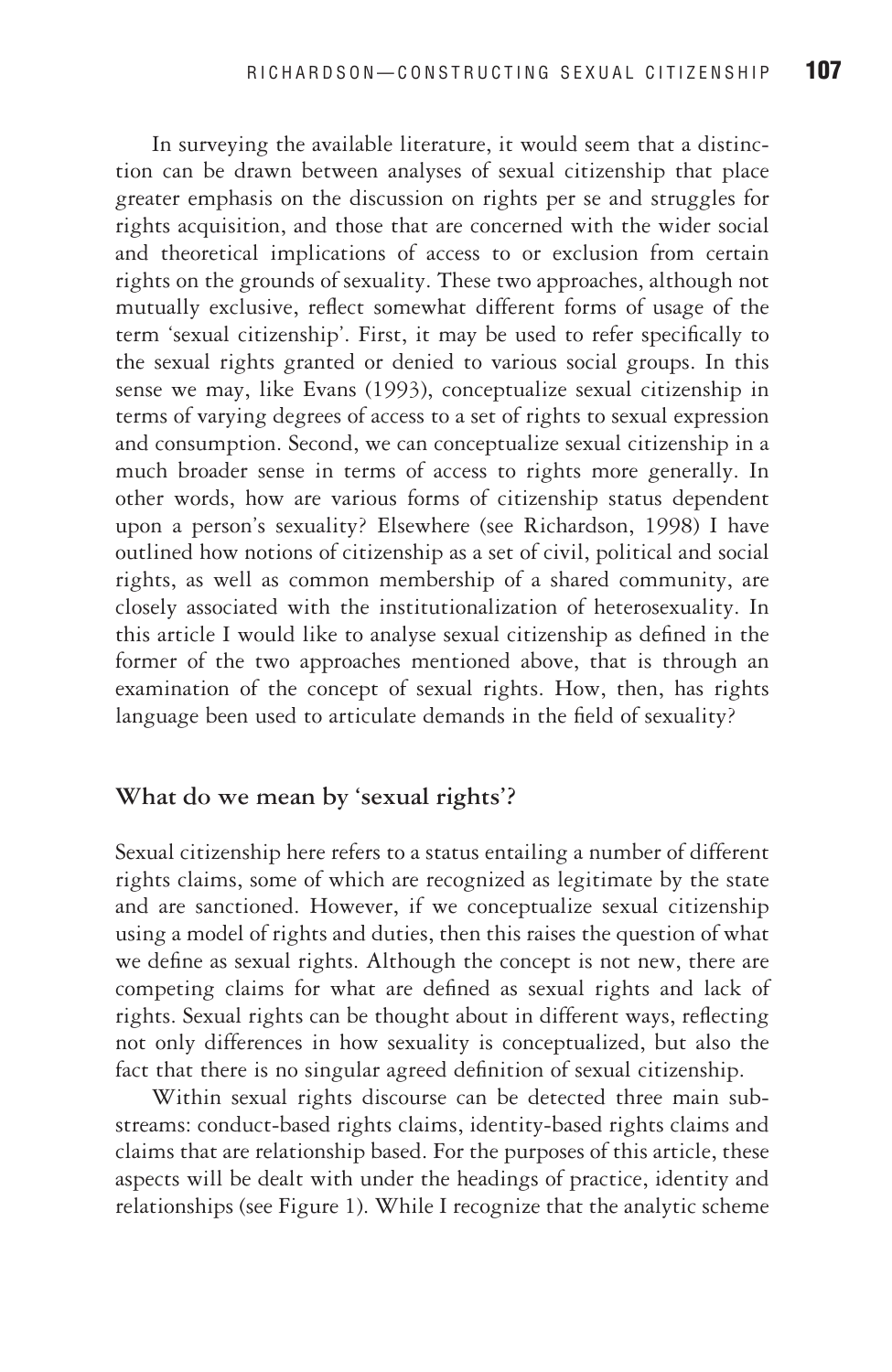In surveying the available literature, it would seem that a distinction can be drawn between analyses of sexual citizenship that place greater emphasis on the discussion on rights per se and struggles for rights acquisition, and those that are concerned with the wider social and theoretical implications of access to or exclusion from certain rights on the grounds of sexuality. These two approaches, although not mutually exclusive, reflect somewhat different forms of usage of the term 'sexual citizenship'. First, it may be used to refer specifically to the sexual rights granted or denied to various social groups. In this sense we may, like Evans (1993), conceptualize sexual citizenship in terms of varying degrees of access to a set of rights to sexual expression and consumption. Second, we can conceptualize sexual citizenship in a much broader sense in terms of access to rights more generally. In other words, how are various forms of citizenship status dependent upon a person's sexuality? Elsewhere (see Richardson, 1998) I have outlined how notions of citizenship as a set of civil, political and social rights, as well as common membership of a shared community, are closely associated with the institutionalization of heterosexuality. In this article I would like to analyse sexual citizenship as defined in the former of the two approaches mentioned above, that is through an examination of the concept of sexual rights. How, then, has rights language been used to articulate demands in the field of sexuality?

## What do we mean by 'sexual rights'?

Sexual citizenship here refers to a status entailing a number of different rights claims, some of which are recognized as legitimate by the state and are sanctioned. However, if we conceptualize sexual citizenship using a model of rights and duties, then this raises the question of what we define as sexual rights. Although the concept is not new, there are competing claims for what are defined as sexual rights and lack of rights. Sexual rights can be thought about in different ways, reflecting not only differences in how sexuality is conceptualized, but also the fact that there is no singular agreed definition of sexual citizenship.

Within sexual rights discourse can be detected three main sub-streams: conduct-based rights claims, identity-based rights claims and claims that are relationship based. For the purposes of this article, these aspects will be dealt with under the headings of practice, identity and relationships (see Figure 1). While I recognize that the analytic scheme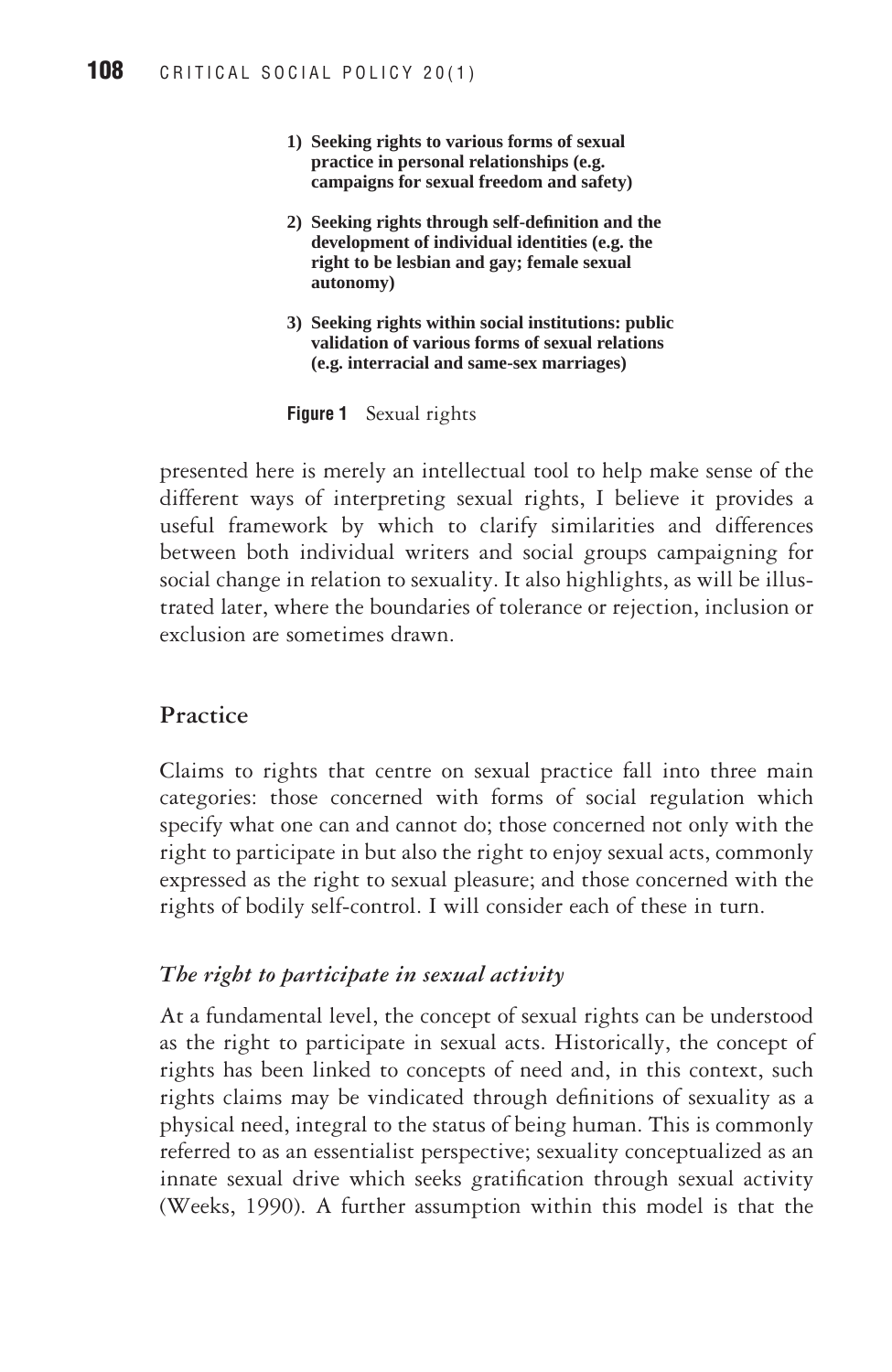**1) Seeking rights to various forms of sexual practice in personal relationships (e.g. campaigns for sexual freedom and safety)**

**2) Seeking rights through self-definition and the development of individual identities (e.g. the right to be lesbian and gay; female sexual autonomy)**

**3) Seeking rights within social institutions: public validation of various forms of sexual relations (e.g. interracial and same-sex marriages)**

**Figure 1** Sexual rights

presented here is merely an intellectual tool to help make sense of the different ways of interpreting sexual rights, I believe it provides a useful framework by which to clarify similarities and differences between both individual writers and social groups campaigning for social change in relation to sexuality. It also highlights, as will be illustrated later, where the boundaries of tolerance or rejection, inclusion or exclusion are sometimes drawn.

## Practice

Claims to rights that centre on sexual practice fall into three main categories: those concerned with forms of social regulation which specify what one can and cannot do; those concerned not only with the right to participate in but also the right to enjoy sexual acts, commonly expressed as the right to sexual pleasure; and those concerned with the rights of bodily self-control. I will consider each of these in turn.

### *The right to participate in sexual activity*

At a fundamental level, the concept of sexual rights can be understood as the right to participate in sexual acts. Historically, the concept of rights has been linked to concepts of need and, in this context, such rights claims may be vindicated through definitions of sexuality as a physical need, integral to the status of being human. This is commonly referred to as an essentialist perspective; sexuality conceptualized as an innate sexual drive which seeks gratification through sexual activity (Weeks, 1990). A further assumption within this model is that the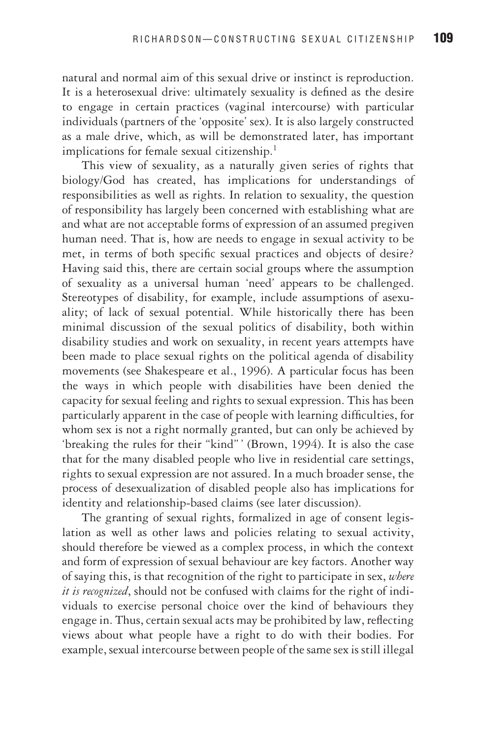natural and normal aim of this sexual drive or instinct is reproduction. It is a heterosexual drive: ultimately sexuality is defined as the desire to engage in certain practices (vaginal intercourse) with particular individuals (partners of the 'opposite' sex). It is also largely constructed as a male drive, which, as will be demonstrated later, has important implications for female sexual citizenship.[1]

This view of sexuality, as a naturally given series of rights that biology/God has created, has implications for understandings of responsibilities as well as rights. In relation to sexuality, the question of responsibility has largely been concerned with establishing what are and what are not acceptable forms of expression of an assumed pregiven human need. That is, how are needs to engage in sexual activity to be met, in terms of both specific sexual practices and objects of desire? Having said this, there are certain social groups where the assumption of sexuality as a universal human 'need' appears to be challenged. Stereotypes of disability, for example, include assumptions of asexuality; of lack of sexual potential. While historically there has been minimal discussion of the sexual politics of disability, both within disability studies and work on sexuality, in recent years attempts have been made to place sexual rights on the political agenda of disability movements (see Shakespeare et al., 1996). A particular focus has been the ways in which people with disabilities have been denied the capacity for sexual feeling and rights to sexual expression. This has been particularly apparent in the case of people with learning difficulties, for whom sex is not a right normally granted, but can only be achieved by 'breaking the rules for their "kind"' (Brown, 1994). It is also the case that for the many disabled people who live in residential care settings, rights to sexual expression are not assured. In a much broader sense, the process of desexualization of disabled people also has implications for identity and relationship-based claims (see later discussion).

The granting of sexual rights, formalized in age of consent legislation as well as other laws and policies relating to sexual activity, should therefore be viewed as a complex process, in which the context and form of expression of sexual behaviour are key factors. Another way of saying this, is that recognition of the right to participate in sex, *where it is recognized*, should not be confused with claims for the right of individuals to exercise personal choice over the kind of behaviours they engage in. Thus, certain sexual acts may be prohibited by law, reflecting views about what people have a right to do with their bodies. For example, sexual intercourse between people of the same sex is still illegal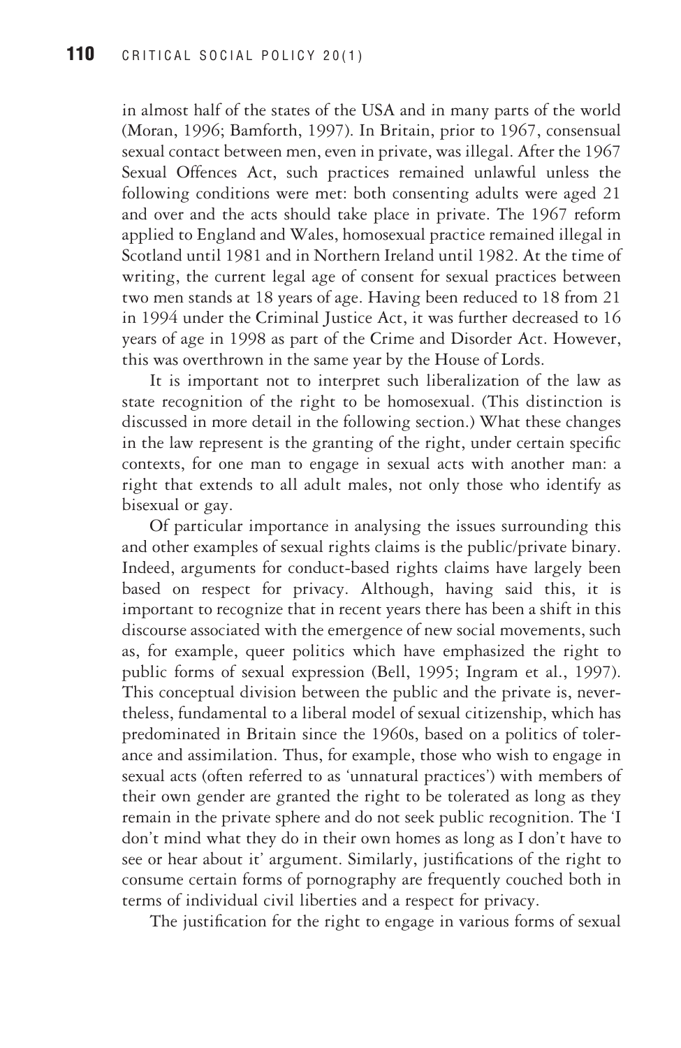in almost half of the states of the USA and in many parts of the world (Moran, 1996; Bamforth, 1997). In Britain, prior to 1967, consensual sexual contact between men, even in private, was illegal. After the 1967 Sexual Offences Act, such practices remained unlawful unless the following conditions were met: both consenting adults were aged 21 and over and the acts should take place in private. The 1967 reform applied to England and Wales, homosexual practice remained illegal in Scotland until 1981 and in Northern Ireland until 1982. At the time of writing, the current legal age of consent for sexual practices between two men stands at 18 years of age. Having been reduced to 18 from 21 in 1994 under the Criminal Justice Act, it was further decreased to 16 years of age in 1998 as part of the Crime and Disorder Act. However, this was overthrown in the same year by the House of Lords.

It is important not to interpret such liberalization of the law as state recognition of the right to be homosexual. (This distinction is discussed in more detail in the following section.) What these changes in the law represent is the granting of the right, under certain specific contexts, for one man to engage in sexual acts with another man: a right that extends to all adult males, not only those who identify as bisexual or gay.

Of particular importance in analysing the issues surrounding this and other examples of sexual rights claims is the public/private binary. Indeed, arguments for conduct-based rights claims have largely been based on respect for privacy. Although, having said this, it is important to recognize that in recent years there has been a shift in this discourse associated with the emergence of new social movements, such as, for example, queer politics which have emphasized the right to public forms of sexual expression (Bell, 1995; Ingram et al., 1997). This conceptual division between the public and the private is, nevertheless, fundamental to a liberal model of sexual citizenship, which has predominated in Britain since the 1960s, based on a politics of tolerance and assimilation. Thus, for example, those who wish to engage in sexual acts (often referred to as 'unnatural practices') with members of their own gender are granted the right to be tolerated as long as they remain in the private sphere and do not seek public recognition. The 'I don't mind what they do in their own homes as long as I don't have to see or hear about it' argument. Similarly, justifications of the right to consume certain forms of pornography are frequently couched both in terms of individual civil liberties and a respect for privacy.

The justification for the right to engage in various forms of sexual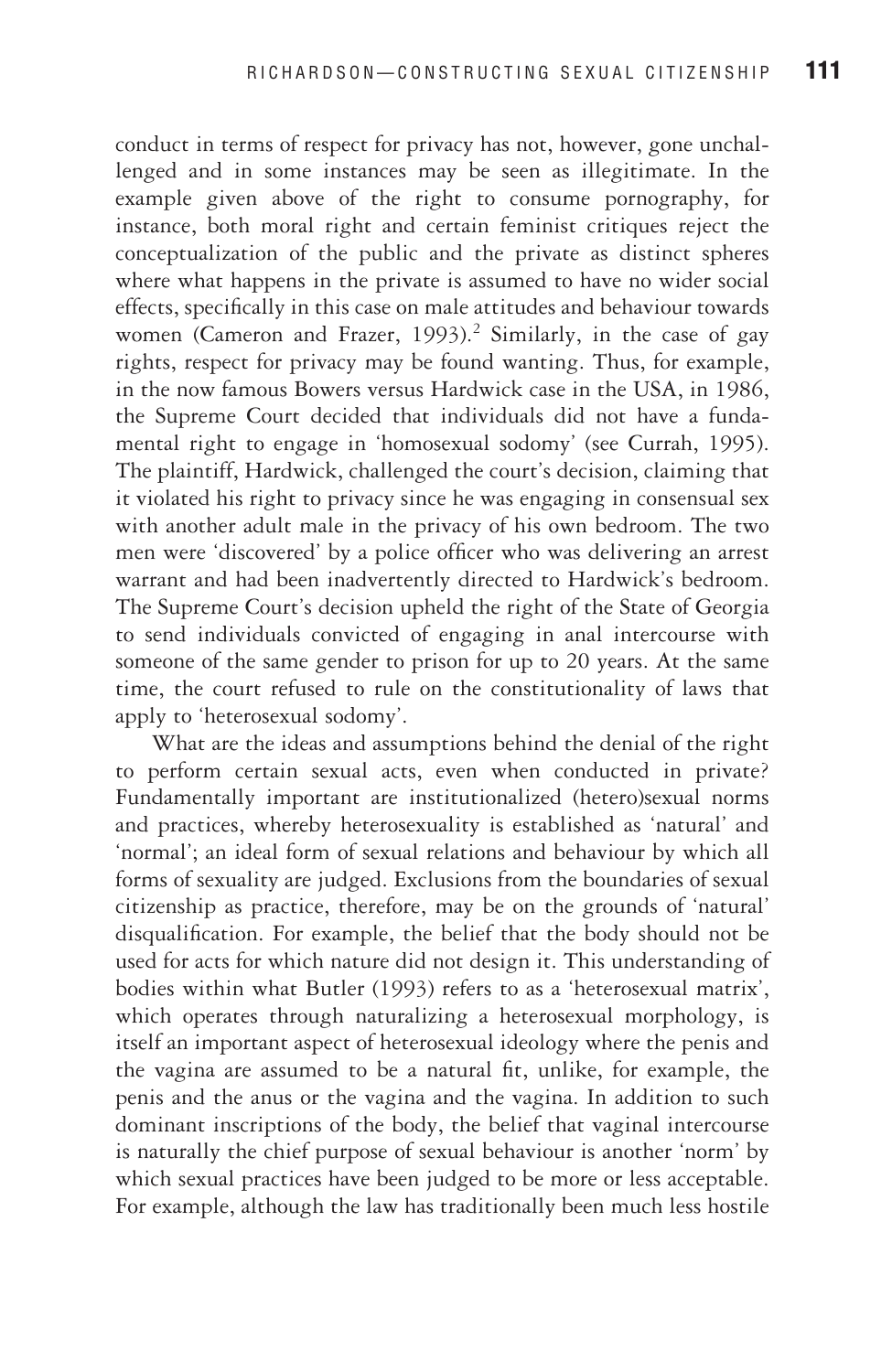conduct in terms of respect for privacy has not, however, gone unchallenged and in some instances may be seen as illegitimate. In the example given above of the right to consume pornography, for instance, both moral right and certain feminist critiques reject the conceptualization of the public and the private as distinct spheres where what happens in the private is assumed to have no wider social effects, specifically in this case on male attitudes and behaviour towards women (Cameron and Frazer, 1993).[2] Similarly, in the case of gay rights, respect for privacy may be found wanting. Thus, for example, in the now famous Bowers versus Hardwick case in the USA, in 1986, the Supreme Court decided that individuals did not have a fundamental right to engage in 'homosexual sodomy' (see Currah, 1995). The plaintiff, Hardwick, challenged the court's decision, claiming that it violated his right to privacy since he was engaging in consensual sex with another adult male in the privacy of his own bedroom. The two men were 'discovered' by a police officer who was delivering an arrest warrant and had been inadvertently directed to Hardwick's bedroom. The Supreme Court's decision upheld the right of the State of Georgia to send individuals convicted of engaging in anal intercourse with someone of the same gender to prison for up to 20 years. At the same time, the court refused to rule on the constitutionality of laws that apply to 'heterosexual sodomy'.

What are the ideas and assumptions behind the denial of the right to perform certain sexual acts, even when conducted in private? Fundamentally important are institutionalized (hetero)sexual norms and practices, whereby heterosexuality is established as 'natural' and 'normal'; an ideal form of sexual relations and behaviour by which all forms of sexuality are judged. Exclusions from the boundaries of sexual citizenship as practice, therefore, may be on the grounds of 'natural' disqualification. For example, the belief that the body should not be used for acts for which nature did not design it. This understanding of bodies within what Butler (1993) refers to as a 'heterosexual matrix', which operates through naturalizing a heterosexual morphology, is itself an important aspect of heterosexual ideology where the penis and the vagina are assumed to be a natural fit, unlike, for example, the penis and the anus or the vagina and the vagina. In addition to such dominant inscriptions of the body, the belief that vaginal intercourse is naturally the chief purpose of sexual behaviour is another 'norm' by which sexual practices have been judged to be more or less acceptable. For example, although the law has traditionally been much less hostile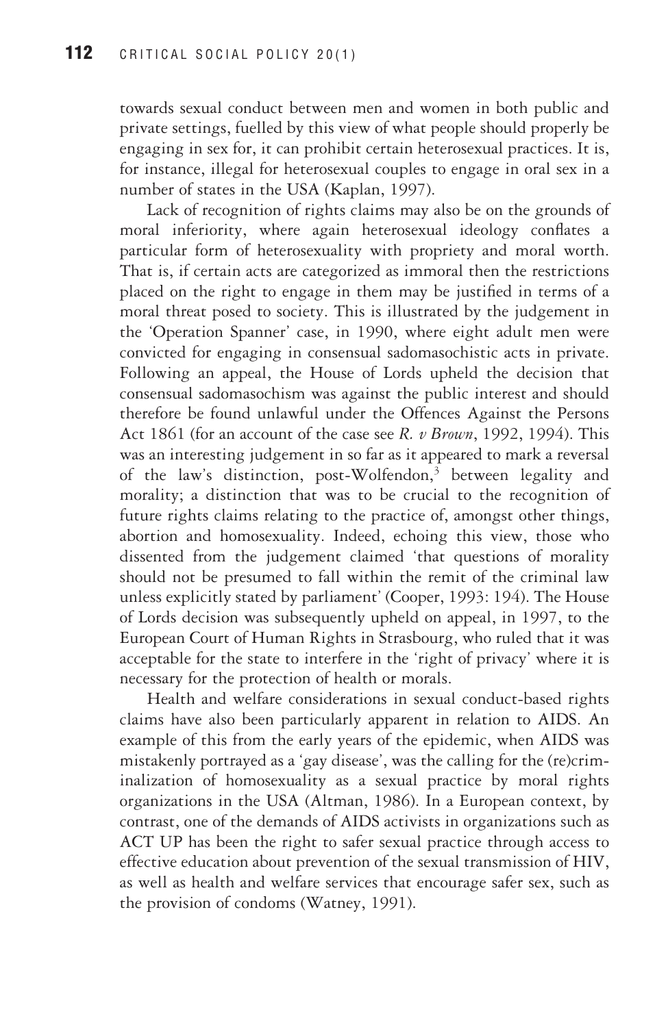towards sexual conduct between men and women in both public and private settings, fuelled by this view of what people should properly be engaging in sex for, it can prohibit certain heterosexual practices. It is, for instance, illegal for heterosexual couples to engage in oral sex in a number of states in the USA (Kaplan, 1997).

Lack of recognition of rights claims may also be on the grounds of moral inferiority, where again heterosexual ideology conflates a particular form of heterosexuality with propriety and moral worth. That is, if certain acts are categorized as immoral then the restrictions placed on the right to engage in them may be justified in terms of a moral threat posed to society. This is illustrated by the judgement in the 'Operation Spanner' case, in 1990, where eight adult men were convicted for engaging in consensual sadomasochistic acts in private. Following an appeal, the House of Lords upheld the decision that consensual sadomasochism was against the public interest and should therefore be found unlawful under the Offences Against the Persons Act 1861 (for an account of the case see *R. v Brown*, 1992, 1994). This was an interesting judgement in so far as it appeared to mark a reversal of the law's distinction, post-Wolfendon,[3] between legality and morality; a distinction that was to be crucial to the recognition of future rights claims relating to the practice of, amongst other things, abortion and homosexuality. Indeed, echoing this view, those who dissented from the judgement claimed 'that questions of morality should not be presumed to fall within the remit of the criminal law unless explicitly stated by parliament' (Cooper, 1993: 194). The House of Lords decision was subsequently upheld on appeal, in 1997, to the European Court of Human Rights in Strasbourg, who ruled that it was acceptable for the state to interfere in the 'right of privacy' where it is necessary for the protection of health or morals.

Health and welfare considerations in sexual conduct-based rights claims have also been particularly apparent in relation to AIDS. An example of this from the early years of the epidemic, when AIDS was mistakenly portrayed as a 'gay disease', was the calling for the (re)criminalization of homosexuality as a sexual practice by moral rights organizations in the USA (Altman, 1986). In a European context, by contrast, one of the demands of AIDS activists in organizations such as ACT UP has been the right to safer sexual practice through access to effective education about prevention of the sexual transmission of HIV, as well as health and welfare services that encourage safer sex, such as the provision of condoms (Watney, 1991).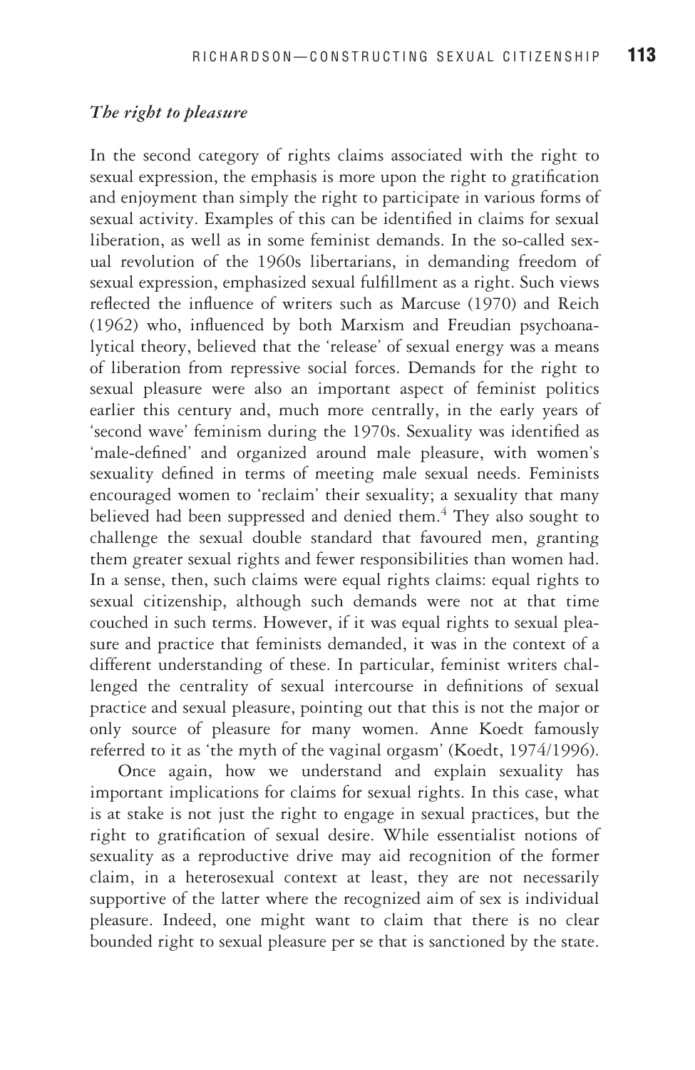### *The right to pleasure*

In the second category of rights claims associated with the right to sexual expression, the emphasis is more upon the right to gratification and enjoyment than simply the right to participate in various forms of sexual activity. Examples of this can be identified in claims for sexual liberation, as well as in some feminist demands. In the so-called sexual revolution of the 1960s libertarians, in demanding freedom of sexual expression, emphasized sexual fulfillment as a right. Such views reflected the influence of writers such as Marcuse (1970) and Reich (1962) who, influenced by both Marxism and Freudian psychoanalytical theory, believed that the 'release' of sexual energy was a means of liberation from repressive social forces. Demands for the right to sexual pleasure were also an important aspect of feminist politics earlier this century and, much more centrally, in the early years of 'second wave' feminism during the 1970s. Sexuality was identified as 'male-defined' and organized around male pleasure, with women's sexuality defined in terms of meeting male sexual needs. Feminists encouraged women to 'reclaim' their sexuality; a sexuality that many believed had been suppressed and denied them.[4] They also sought to challenge the sexual double standard that favoured men, granting them greater sexual rights and fewer responsibilities than women had. In a sense, then, such claims were equal rights claims: equal rights to sexual citizenship, although such demands were not at that time couched in such terms. However, if it was equal rights to sexual pleasure and practice that feminists demanded, it was in the context of a different understanding of these. In particular, feminist writers challenged the centrality of sexual intercourse in definitions of sexual practice and sexual pleasure, pointing out that this is not the major or only source of pleasure for many women. Anne Koedt famously referred to it as 'the myth of the vaginal orgasm' (Koedt, 1974/1996).

Once again, how we understand and explain sexuality has important implications for claims for sexual rights. In this case, what is at stake is not just the right to engage in sexual practices, but the right to gratification of sexual desire. While essentialist notions of sexuality as a reproductive drive may aid recognition of the former claim, in a heterosexual context at least, they are not necessarily supportive of the latter where the recognized aim of sex is individual pleasure. Indeed, one might want to claim that there is no clear bounded right to sexual pleasure per se that is sanctioned by the state.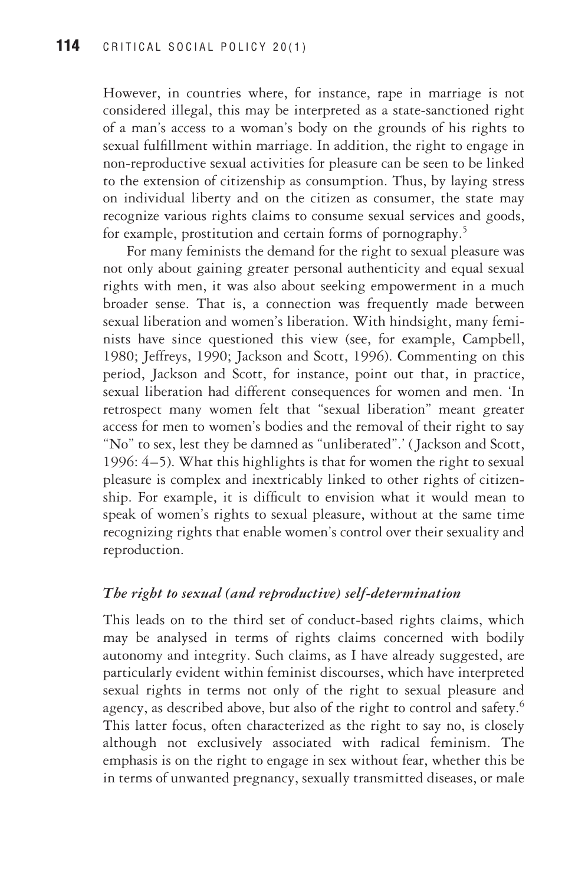However, in countries where, for instance, rape in marriage is not considered illegal, this may be interpreted as a state-sanctioned right of a man's access to a woman's body on the grounds of his rights to sexual fulfillment within marriage. In addition, the right to engage in non-reproductive sexual activities for pleasure can be seen to be linked to the extension of citizenship as consumption. Thus, by laying stress on individual liberty and on the citizen as consumer, the state may recognize various rights claims to consume sexual services and goods, for example, prostitution and certain forms of pornography.[5]

For many feminists the demand for the right to sexual pleasure was not only about gaining greater personal authenticity and equal sexual rights with men, it was also about seeking empowerment in a much broader sense. That is, a connection was frequently made between sexual liberation and women's liberation. With hindsight, many feminists have since questioned this view (see, for example, Campbell, 1980; Jeffreys, 1990; Jackson and Scott, 1996). Commenting on this period, Jackson and Scott, for instance, point out that, in practice, sexual liberation had different consequences for women and men. 'In retrospect many women felt that "sexual liberation" meant greater access for men to women's bodies and the removal of their right to say "No" to sex, lest they be damned as "unliberated".' (Jackson and Scott, 1996: 4–5). What this highlights is that for women the right to sexual pleasure is complex and inextricably linked to other rights of citizenship. For example, it is difficult to envision what it would mean to speak of women's rights to sexual pleasure, without at the same time recognizing rights that enable women's control over their sexuality and reproduction.

### *The right to sexual (and reproductive) self-determination*

This leads on to the third set of conduct-based rights claims, which may be analysed in terms of rights claims concerned with bodily autonomy and integrity. Such claims, as I have already suggested, are particularly evident within feminist discourses, which have interpreted sexual rights in terms not only of the right to sexual pleasure and agency, as described above, but also of the right to control and safety.[6] This latter focus, often characterized as the right to say no, is closely although not exclusively associated with radical feminism. The emphasis is on the right to engage in sex without fear, whether this be in terms of unwanted pregnancy, sexually transmitted diseases, or male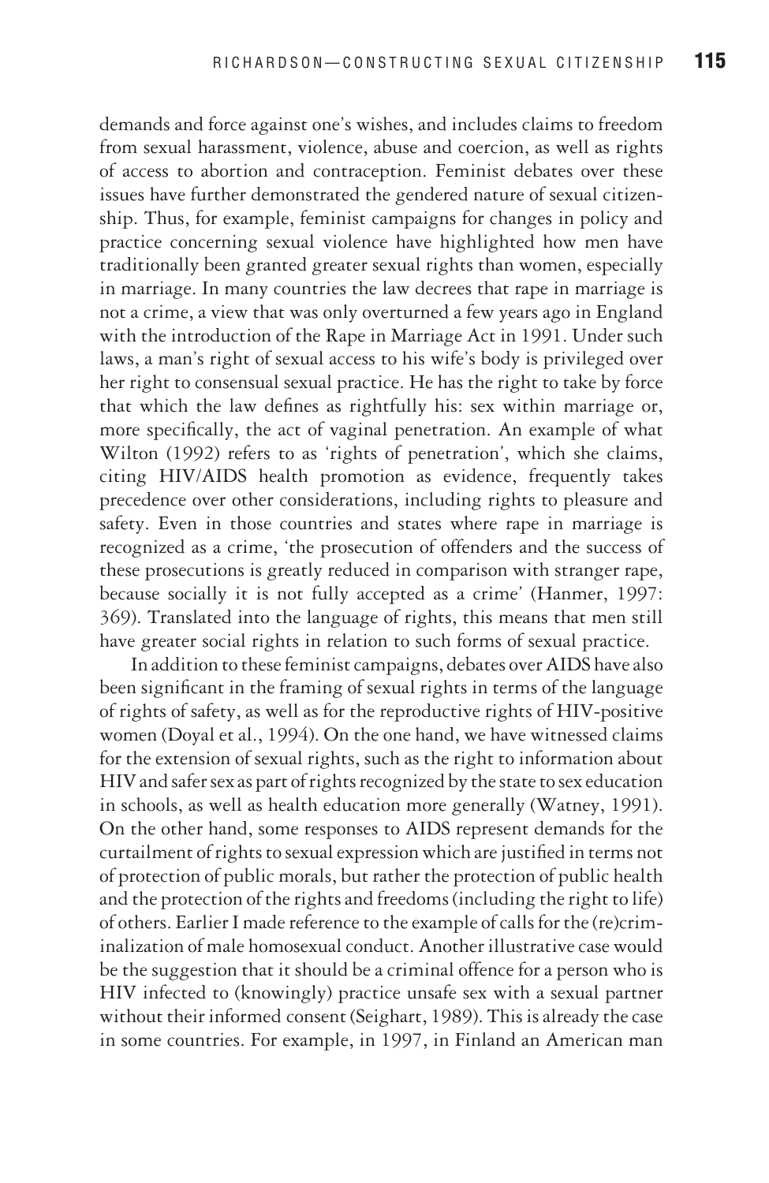demands and force against one's wishes, and includes claims to freedom from sexual harassment, violence, abuse and coercion, as well as rights of access to abortion and contraception. Feminist debates over these issues have further demonstrated the gendered nature of sexual citizenship. Thus, for example, feminist campaigns for changes in policy and practice concerning sexual violence have highlighted how men have traditionally been granted greater sexual rights than women, especially in marriage. In many countries the law decrees that rape in marriage is not a crime, a view that was only overturned a few years ago in England with the introduction of the Rape in Marriage Act in 1991. Under such laws, a man's right of sexual access to his wife's body is privileged over her right to consensual sexual practice. He has the right to take by force that which the law defines as rightfully his: sex within marriage or, more specifically, the act of vaginal penetration. An example of what Wilton (1992) refers to as 'rights of penetration', which she claims, citing HIV/AIDS health promotion as evidence, frequently takes precedence over other considerations, including rights to pleasure and safety. Even in those countries and states where rape in marriage is recognized as a crime, 'the prosecution of offenders and the success of these prosecutions is greatly reduced in comparison with stranger rape, because socially it is not fully accepted as a crime' (Hanmer, 1997: 369). Translated into the language of rights, this means that men still have greater social rights in relation to such forms of sexual practice.

In addition to these feminist campaigns, debates over AIDS have also been significant in the framing of sexual rights in terms of the language of rights of safety, as well as for the reproductive rights of HIV-positive women (Doyal et al., 1994). On the one hand, we have witnessed claims for the extension of sexual rights, such as the right to information about HIV and safer sex as part of rights recognized by the state to sex education in schools, as well as health education more generally (Watney, 1991). On the other hand, some responses to AIDS represent demands for the curtailment of rights to sexual expression which are justified in terms not of protection of public morals, but rather the protection of public health and the protection of the rights and freedoms (including the right to life) of others. Earlier I made reference to the example of calls for the (re)criminalization of male homosexual conduct. Another illustrative case would be the suggestion that it should be a criminal offence for a person who is HIV infected to (knowingly) practice unsafe sex with a sexual partner without their informed consent (Seighart, 1989). This is already the case in some countries. For example, in 1997, in Finland an American man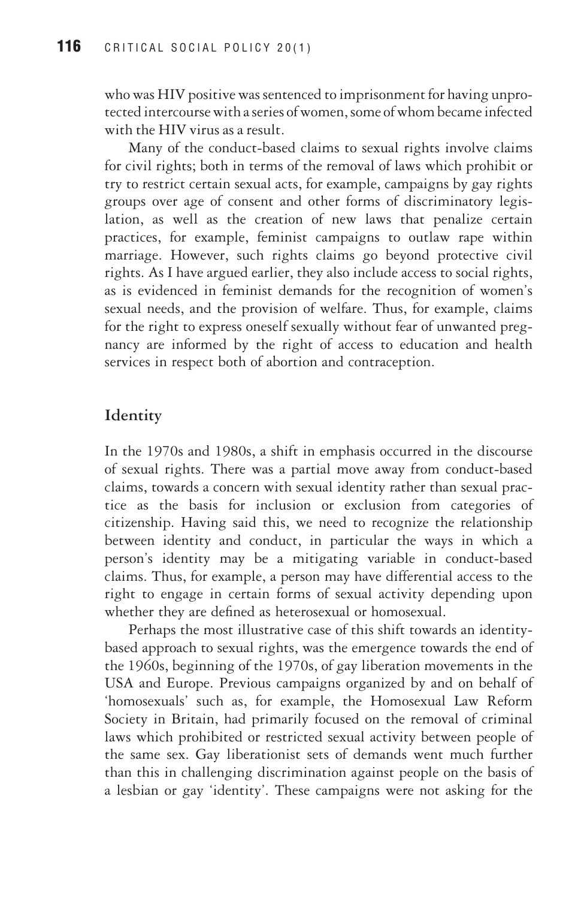who was HIV positive was sentenced to imprisonment for having unprotected intercourse with a series of women, some of whom became infected with the HIV virus as a result.

Many of the conduct-based claims to sexual rights involve claims for civil rights; both in terms of the removal of laws which prohibit or try to restrict certain sexual acts, for example, campaigns by gay rights groups over age of consent and other forms of discriminatory legislation, as well as the creation of new laws that penalize certain practices, for example, feminist campaigns to outlaw rape within marriage. However, such rights claims go beyond protective civil rights. As I have argued earlier, they also include access to social rights, as is evidenced in feminist demands for the recognition of women's sexual needs, and the provision of welfare. Thus, for example, claims for the right to express oneself sexually without fear of unwanted pregnancy are informed by the right of access to education and health services in respect both of abortion and contraception.

## Identity

In the 1970s and 1980s, a shift in emphasis occurred in the discourse of sexual rights. There was a partial move away from conduct-based claims, towards a concern with sexual identity rather than sexual practice as the basis for inclusion or exclusion from categories of citizenship. Having said this, we need to recognize the relationship between identity and conduct, in particular the ways in which a person's identity may be a mitigating variable in conduct-based claims. Thus, for example, a person may have differential access to the right to engage in certain forms of sexual activity depending upon whether they are defined as heterosexual or homosexual.

Perhaps the most illustrative case of this shift towards an identity-based approach to sexual rights, was the emergence towards the end of the 1960s, beginning of the 1970s, of gay liberation movements in the USA and Europe. Previous campaigns organized by and on behalf of 'homosexuals' such as, for example, the Homosexual Law Reform Society in Britain, had primarily focused on the removal of criminal laws which prohibited or restricted sexual activity between people of the same sex. Gay liberationist sets of demands went much further than this in challenging discrimination against people on the basis of a lesbian or gay 'identity'. These campaigns were not asking for the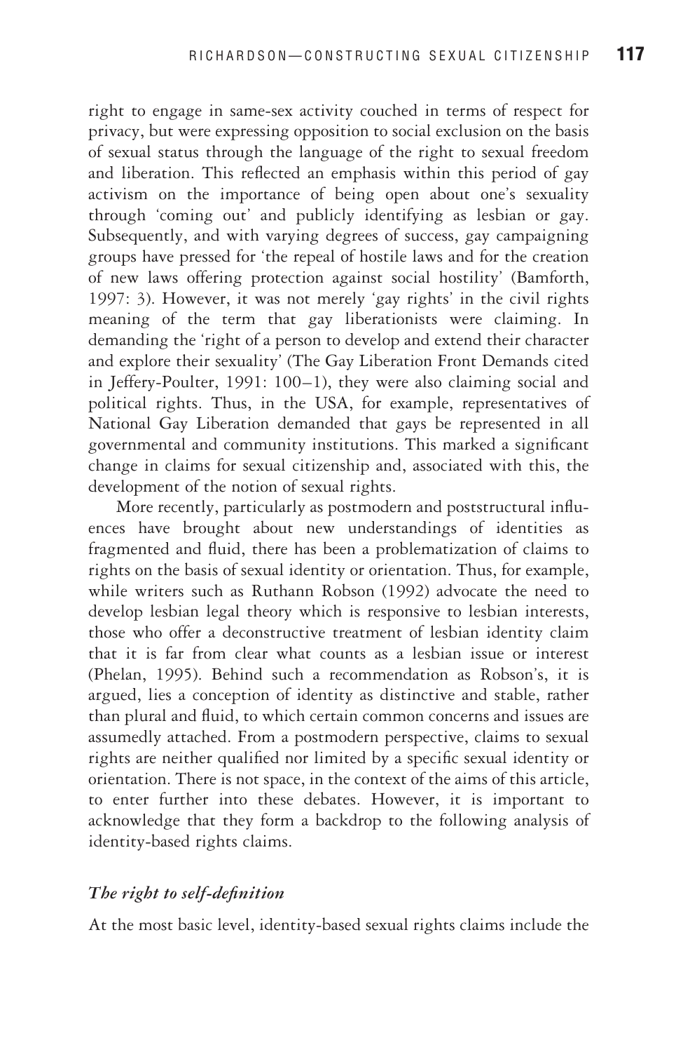right to engage in same-sex activity couched in terms of respect for privacy, but were expressing opposition to social exclusion on the basis of sexual status through the language of the right to sexual freedom and liberation. This reflected an emphasis within this period of gay activism on the importance of being open about one's sexuality through 'coming out' and publicly identifying as lesbian or gay. Subsequently, and with varying degrees of success, gay campaigning groups have pressed for 'the repeal of hostile laws and for the creation of new laws offering protection against social hostility' (Bamforth, 1997: 3). However, it was not merely 'gay rights' in the civil rights meaning of the term that gay liberationists were claiming. In demanding the 'right of a person to develop and extend their character and explore their sexuality' (The Gay Liberation Front Demands cited in Jeffery-Poulter, 1991: 100–1), they were also claiming social and political rights. Thus, in the USA, for example, representatives of National Gay Liberation demanded that gays be represented in all governmental and community institutions. This marked a significant change in claims for sexual citizenship and, associated with this, the development of the notion of sexual rights.

More recently, particularly as postmodern and poststructural influences have brought about new understandings of identities as fragmented and fluid, there has been a problematization of claims to rights on the basis of sexual identity or orientation. Thus, for example, while writers such as Ruthann Robson (1992) advocate the need to develop lesbian legal theory which is responsive to lesbian interests, those who offer a deconstructive treatment of lesbian identity claim that it is far from clear what counts as a lesbian issue or interest (Phelan, 1995). Behind such a recommendation as Robson's, it is argued, lies a conception of identity as distinctive and stable, rather than plural and fluid, to which certain common concerns and issues are assumedly attached. From a postmodern perspective, claims to sexual rights are neither qualified nor limited by a specific sexual identity or orientation. There is not space, in the context of the aims of this article, to enter further into these debates. However, it is important to acknowledge that they form a backdrop to the following analysis of identity-based rights claims.

### *The right to self-definition*

At the most basic level, identity-based sexual rights claims include the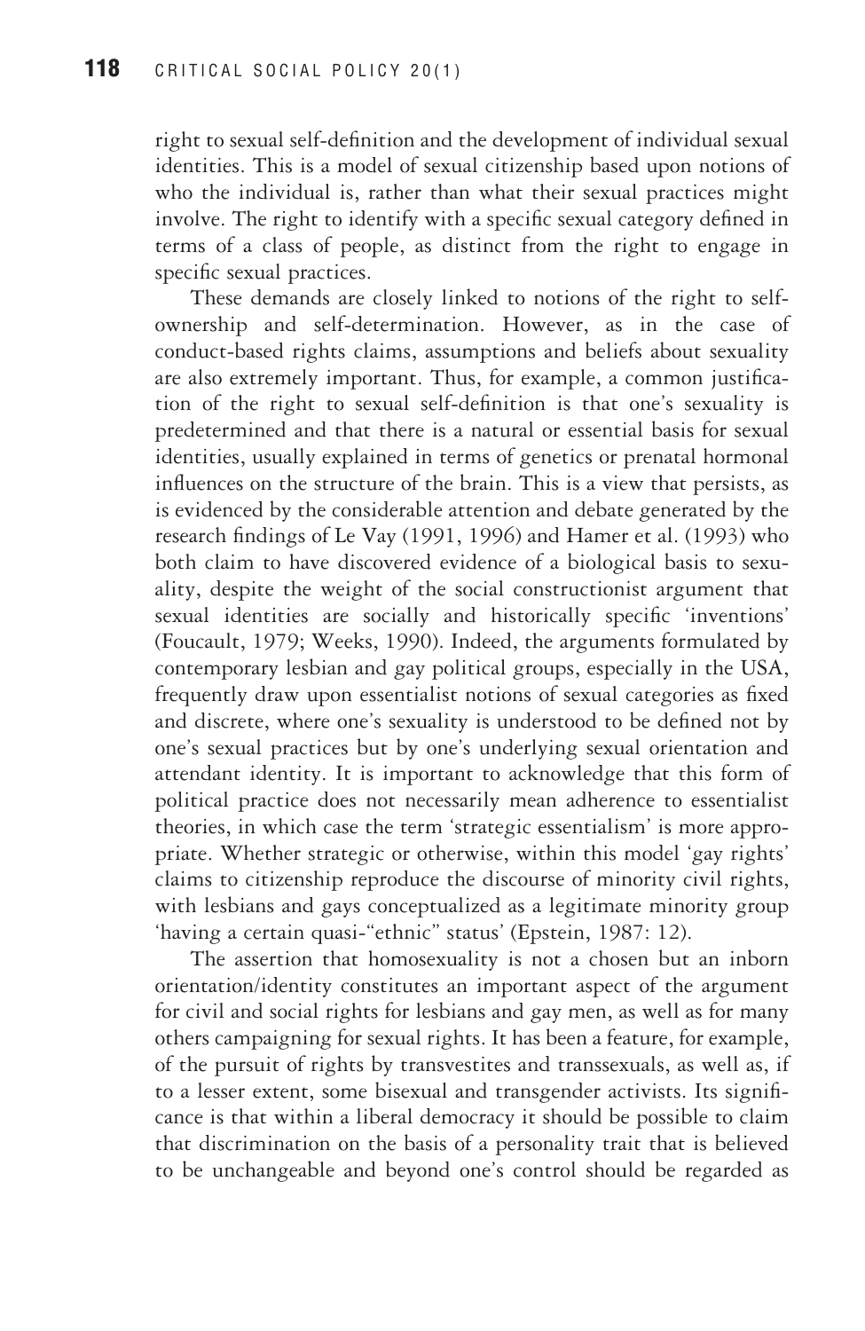right to sexual self-definition and the development of individual sexual identities. This is a model of sexual citizenship based upon notions of who the individual is, rather than what their sexual practices might involve. The right to identify with a specific sexual category defined in terms of a class of people, as distinct from the right to engage in specific sexual practices.

These demands are closely linked to notions of the right to self-ownership and self-determination. However, as in the case of conduct-based rights claims, assumptions and beliefs about sexuality are also extremely important. Thus, for example, a common justification of the right to sexual self-definition is that one's sexuality is predetermined and that there is a natural or essential basis for sexual identities, usually explained in terms of genetics or prenatal hormonal influences on the structure of the brain. This is a view that persists, as is evidenced by the considerable attention and debate generated by the research findings of Le Vay (1991, 1996) and Hamer et al. (1993) who both claim to have discovered evidence of a biological basis to sexuality, despite the weight of the social constructionist argument that sexual identities are socially and historically specific 'inventions' (Foucault, 1979; Weeks, 1990). Indeed, the arguments formulated by contemporary lesbian and gay political groups, especially in the USA, frequently draw upon essentialist notions of sexual categories as fixed and discrete, where one's sexuality is understood to be defined not by one's sexual practices but by one's underlying sexual orientation and attendant identity. It is important to acknowledge that this form of political practice does not necessarily mean adherence to essentialist theories, in which case the term 'strategic essentialism' is more appropriate. Whether strategic or otherwise, within this model 'gay rights' claims to citizenship reproduce the discourse of minority civil rights, with lesbians and gays conceptualized as a legitimate minority group 'having a certain quasi-"ethnic" status' (Epstein, 1987: 12).

The assertion that homosexuality is not a chosen but an inborn orientation/identity constitutes an important aspect of the argument for civil and social rights for lesbians and gay men, as well as for many others campaigning for sexual rights. It has been a feature, for example, of the pursuit of rights by transvestites and transsexuals, as well as, if to a lesser extent, some bisexual and transgender activists. Its significance is that within a liberal democracy it should be possible to claim that discrimination on the basis of a personality trait that is believed to be unchangeable and beyond one's control should be regarded as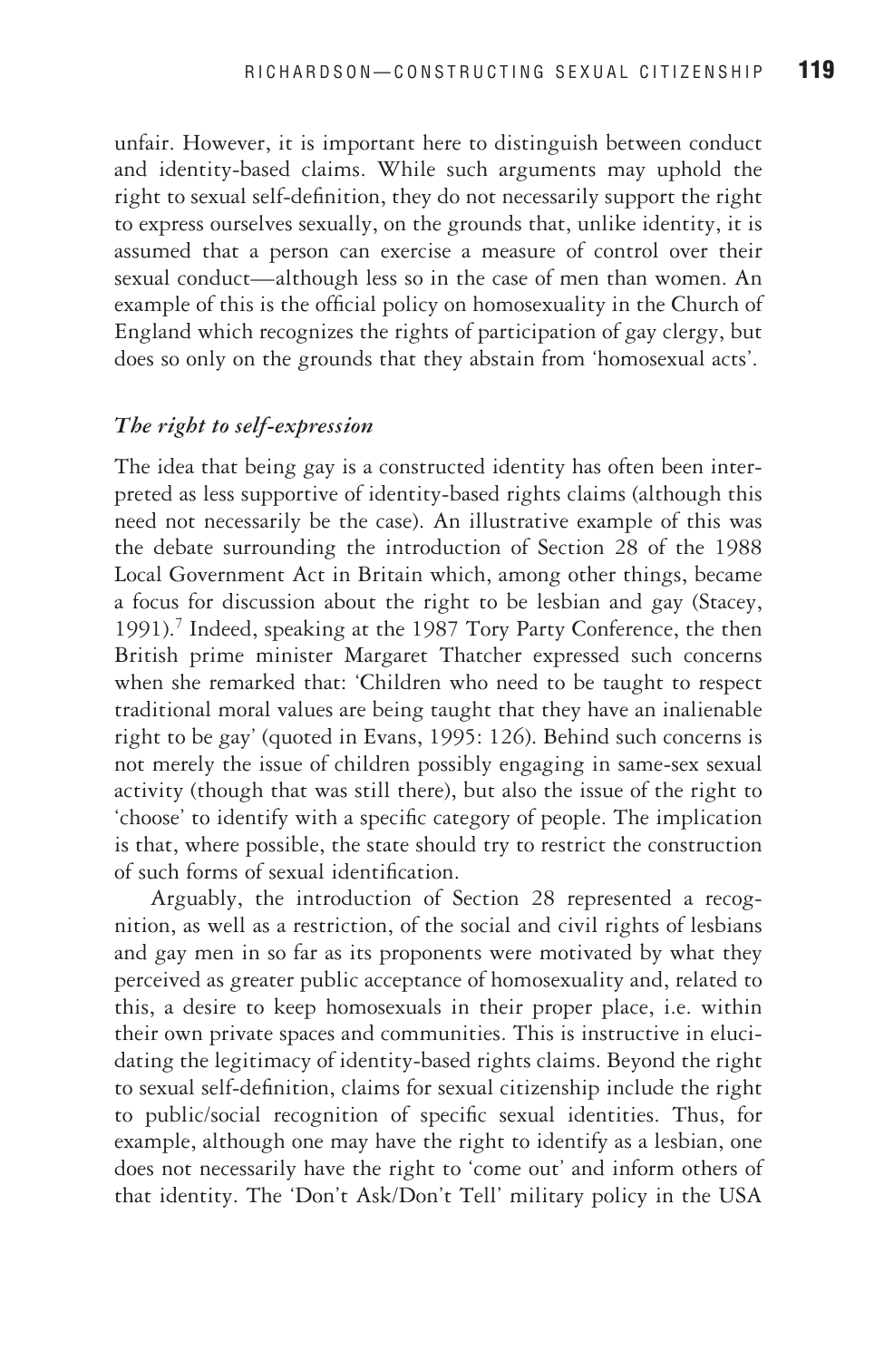unfair. However, it is important here to distinguish between conduct and identity-based claims. While such arguments may uphold the right to sexual self-definition, they do not necessarily support the right to express ourselves sexually, on the grounds that, unlike identity, it is assumed that a person can exercise a measure of control over their sexual conduct—although less so in the case of men than women. An example of this is the official policy on homosexuality in the Church of England which recognizes the rights of participation of gay clergy, but does so only on the grounds that they abstain from 'homosexual acts'.

### *The right to self-expression*

The idea that being gay is a constructed identity has often been interpreted as less supportive of identity-based rights claims (although this need not necessarily be the case). An illustrative example of this was the debate surrounding the introduction of Section 28 of the 1988 Local Government Act in Britain which, among other things, became a focus for discussion about the right to be lesbian and gay (Stacey, 1991).[7] Indeed, speaking at the 1987 Tory Party Conference, the then British prime minister Margaret Thatcher expressed such concerns when she remarked that: 'Children who need to be taught to respect traditional moral values are being taught that they have an inalienable right to be gay' (quoted in Evans, 1995: 126). Behind such concerns is not merely the issue of children possibly engaging in same-sex sexual activity (though that was still there), but also the issue of the right to 'choose' to identify with a specific category of people. The implication is that, where possible, the state should try to restrict the construction of such forms of sexual identification.

Arguably, the introduction of Section 28 represented a recognition, as well as a restriction, of the social and civil rights of lesbians and gay men in so far as its proponents were motivated by what they perceived as greater public acceptance of homosexuality and, related to this, a desire to keep homosexuals in their proper place, i.e. within their own private spaces and communities. This is instructive in elucidating the legitimacy of identity-based rights claims. Beyond the right to sexual self-definition, claims for sexual citizenship include the right to public/social recognition of specific sexual identities. Thus, for example, although one may have the right to identify as a lesbian, one does not necessarily have the right to 'come out' and inform others of that identity. The 'Don't Ask/Don't Tell' military policy in the USA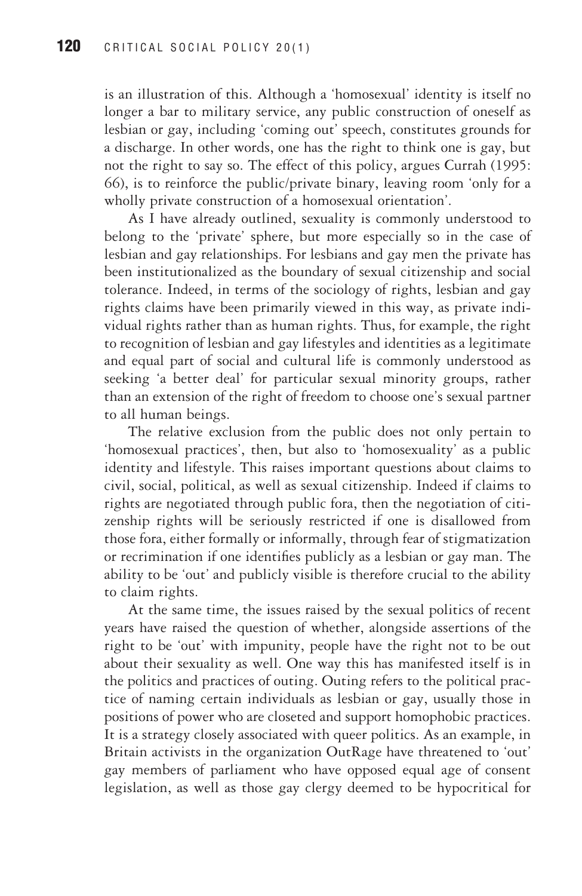is an illustration of this. Although a 'homosexual' identity is itself no longer a bar to military service, any public construction of oneself as lesbian or gay, including 'coming out' speech, constitutes grounds for a discharge. In other words, one has the right to think one is gay, but not the right to say so. The effect of this policy, argues Currah (1995: 66), is to reinforce the public/private binary, leaving room 'only for a wholly private construction of a homosexual orientation'.

As I have already outlined, sexuality is commonly understood to belong to the 'private' sphere, but more especially so in the case of lesbian and gay relationships. For lesbians and gay men the private has been institutionalized as the boundary of sexual citizenship and social tolerance. Indeed, in terms of the sociology of rights, lesbian and gay rights claims have been primarily viewed in this way, as private individual rights rather than as human rights. Thus, for example, the right to recognition of lesbian and gay lifestyles and identities as a legitimate and equal part of social and cultural life is commonly understood as seeking 'a better deal' for particular sexual minority groups, rather than an extension of the right of freedom to choose one's sexual partner to all human beings.

The relative exclusion from the public does not only pertain to 'homosexual practices', then, but also to 'homosexuality' as a public identity and lifestyle. This raises important questions about claims to civil, social, political, as well as sexual citizenship. Indeed if claims to rights are negotiated through public fora, then the negotiation of citizenship rights will be seriously restricted if one is disallowed from those fora, either formally or informally, through fear of stigmatization or recrimination if one identifies publicly as a lesbian or gay man. The ability to be 'out' and publicly visible is therefore crucial to the ability to claim rights.

At the same time, the issues raised by the sexual politics of recent years have raised the question of whether, alongside assertions of the right to be 'out' with impunity, people have the right not to be out about their sexuality as well. One way this has manifested itself is in the politics and practices of outing. Outing refers to the political practice of naming certain individuals as lesbian or gay, usually those in positions of power who are closeted and support homophobic practices. It is a strategy closely associated with queer politics. As an example, in Britain activists in the organization OutRage have threatened to 'out' gay members of parliament who have opposed equal age of consent legislation, as well as those gay clergy deemed to be hypocritical for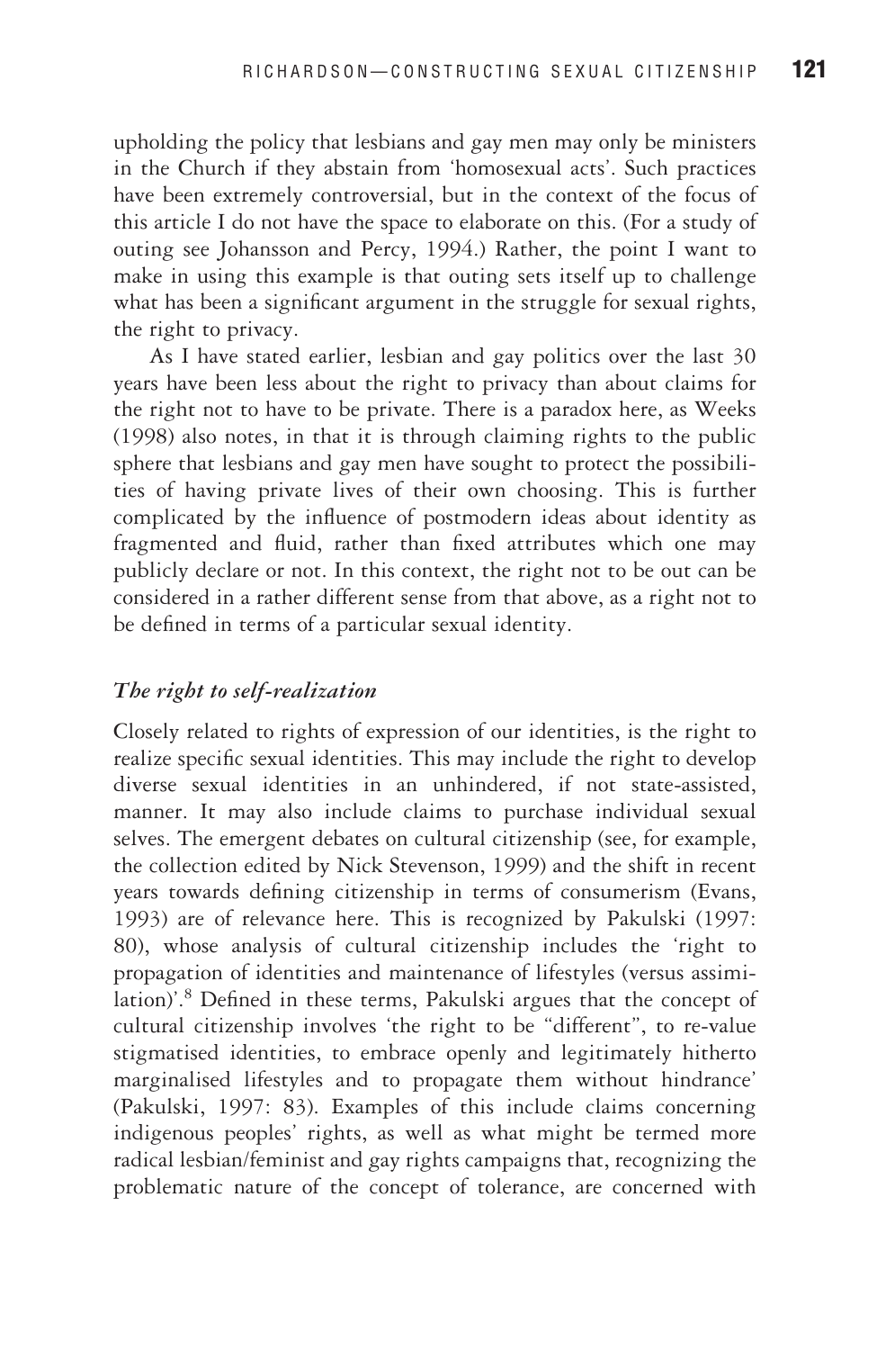upholding the policy that lesbians and gay men may only be ministers in the Church if they abstain from 'homosexual acts'. Such practices have been extremely controversial, but in the context of the focus of this article I do not have the space to elaborate on this. (For a study of outing see Johansson and Percy, 1994.) Rather, the point I want to make in using this example is that outing sets itself up to challenge what has been a significant argument in the struggle for sexual rights, the right to privacy.

As I have stated earlier, lesbian and gay politics over the last 30 years have been less about the right to privacy than about claims for the right not to have to be private. There is a paradox here, as Weeks (1998) also notes, in that it is through claiming rights to the public sphere that lesbians and gay men have sought to protect the possibilities of having private lives of their own choosing. This is further complicated by the influence of postmodern ideas about identity as fragmented and fluid, rather than fixed attributes which one may publicly declare or not. In this context, the right not to be out can be considered in a rather different sense from that above, as a right not to be defined in terms of a particular sexual identity.

### *The right to self-realization*

Closely related to rights of expression of our identities, is the right to realize specific sexual identities. This may include the right to develop diverse sexual identities in an unhindered, if not state-assisted, manner. It may also include claims to purchase individual sexual selves. The emergent debates on cultural citizenship (see, for example, the collection edited by Nick Stevenson, 1999) and the shift in recent years towards defining citizenship in terms of consumerism (Evans, 1993) are of relevance here. This is recognized by Pakulski (1997: 80), whose analysis of cultural citizenship includes the 'right to propagation of identities and maintenance of lifestyles (versus assimilation)'.[8] Defined in these terms, Pakulski argues that the concept of cultural citizenship involves 'the right to be "different", to re-value stigmatised identities, to embrace openly and legitimately hitherto marginalised lifestyles and to propagate them without hindrance' (Pakulski, 1997: 83). Examples of this include claims concerning indigenous peoples' rights, as well as what might be termed more radical lesbian/feminist and gay rights campaigns that, recognizing the problematic nature of the concept of tolerance, are concerned with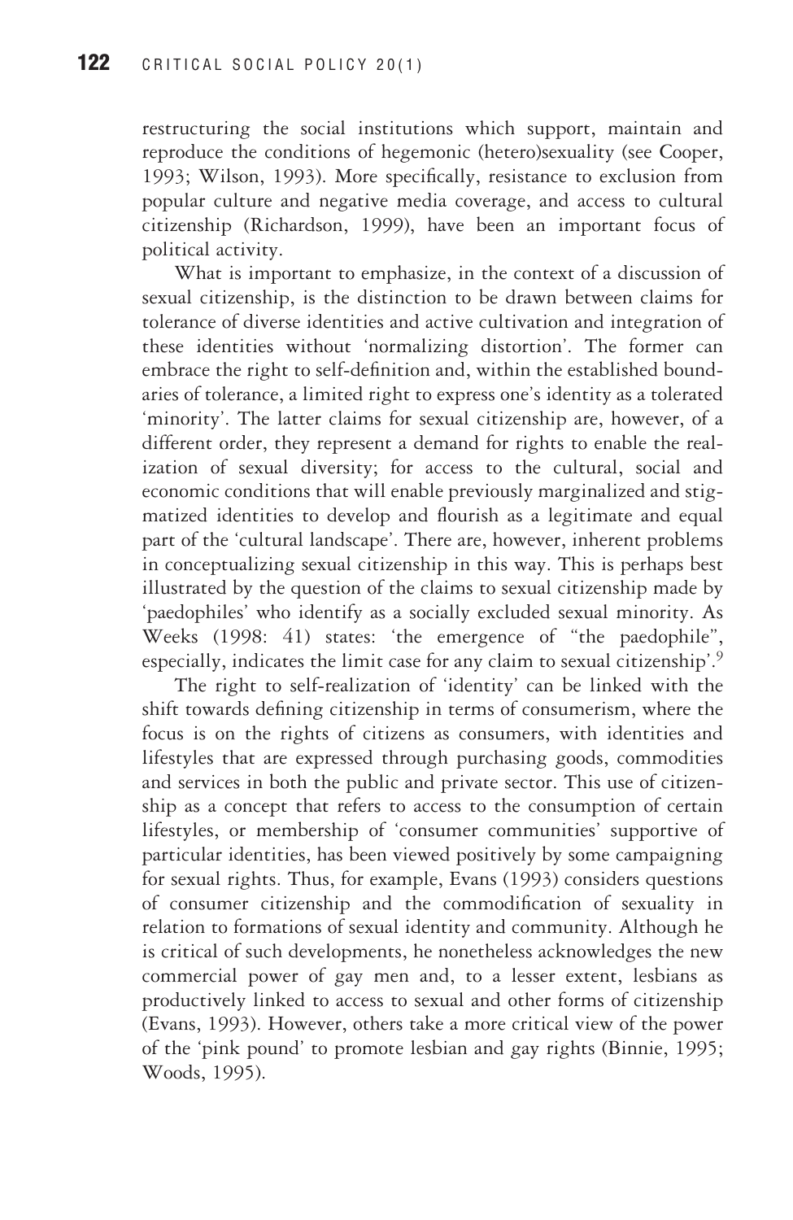restructuring the social institutions which support, maintain and reproduce the conditions of hegemonic (hetero)sexuality (see Cooper, 1993; Wilson, 1993). More specifically, resistance to exclusion from popular culture and negative media coverage, and access to cultural citizenship (Richardson, 1999), have been an important focus of political activity.

What is important to emphasize, in the context of a discussion of sexual citizenship, is the distinction to be drawn between claims for tolerance of diverse identities and active cultivation and integration of these identities without 'normalizing distortion'. The former can embrace the right to self-definition and, within the established boundaries of tolerance, a limited right to express one's identity as a tolerated 'minority'. The latter claims for sexual citizenship are, however, of a different order, they represent a demand for rights to enable the realization of sexual diversity; for access to the cultural, social and economic conditions that will enable previously marginalized and stigmatized identities to develop and flourish as a legitimate and equal part of the 'cultural landscape'. There are, however, inherent problems in conceptualizing sexual citizenship in this way. This is perhaps best illustrated by the question of the claims to sexual citizenship made by 'paedophiles' who identify as a socially excluded sexual minority. As Weeks (1998: 41) states: 'the emergence of "the paedophile", especially, indicates the limit case for any claim to sexual citizenship'.[9]

The right to self-realization of 'identity' can be linked with the shift towards defining citizenship in terms of consumerism, where the focus is on the rights of citizens as consumers, with identities and lifestyles that are expressed through purchasing goods, commodities and services in both the public and private sector. This use of citizenship as a concept that refers to access to the consumption of certain lifestyles, or membership of 'consumer communities' supportive of particular identities, has been viewed positively by some campaigning for sexual rights. Thus, for example, Evans (1993) considers questions of consumer citizenship and the commodification of sexuality in relation to formations of sexual identity and community. Although he is critical of such developments, he nonetheless acknowledges the new commercial power of gay men and, to a lesser extent, lesbians as productively linked to access to sexual and other forms of citizenship (Evans, 1993). However, others take a more critical view of the power of the 'pink pound' to promote lesbian and gay rights (Binnie, 1995; Woods, 1995).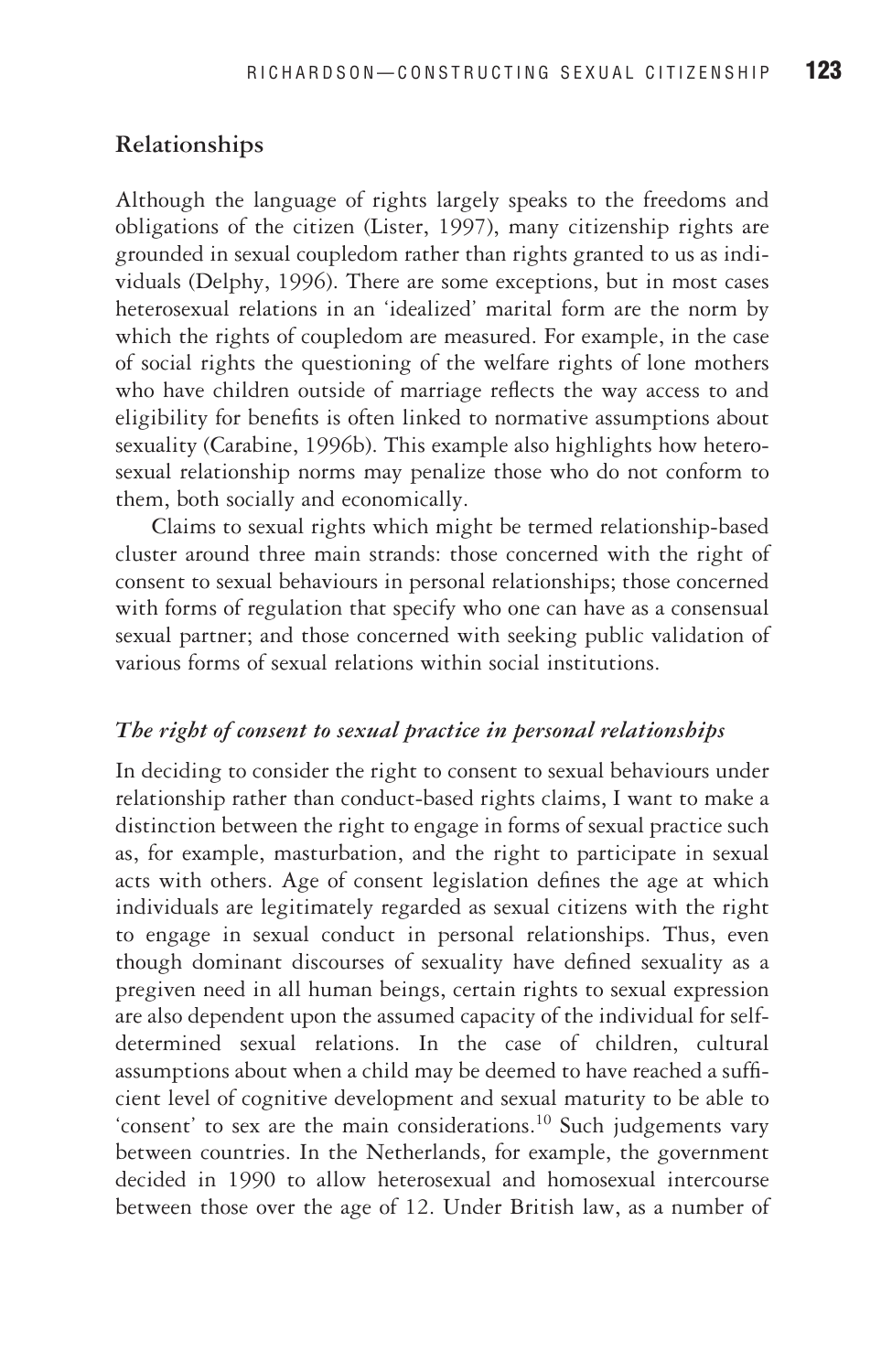## Relationships

Although the language of rights largely speaks to the freedoms and obligations of the citizen (Lister, 1997), many citizenship rights are grounded in sexual coupledom rather than rights granted to us as individuals (Delphy, 1996). There are some exceptions, but in most cases heterosexual relations in an 'idealized' marital form are the norm by which the rights of coupledom are measured. For example, in the case of social rights the questioning of the welfare rights of lone mothers who have children outside of marriage reflects the way access to and eligibility for benefits is often linked to normative assumptions about sexuality (Carabine, 1996b). This example also highlights how heterosexual relationship norms may penalize those who do not conform to them, both socially and economically.

Claims to sexual rights which might be termed relationship-based cluster around three main strands: those concerned with the right of consent to sexual behaviours in personal relationships; those concerned with forms of regulation that specify who one can have as a consensual sexual partner; and those concerned with seeking public validation of various forms of sexual relations within social institutions.

### *The right of consent to sexual practice in personal relationships*

In deciding to consider the right to consent to sexual behaviours under relationship rather than conduct-based rights claims, I want to make a distinction between the right to engage in forms of sexual practice such as, for example, masturbation, and the right to participate in sexual acts with others. Age of consent legislation defines the age at which individuals are legitimately regarded as sexual citizens with the right to engage in sexual conduct in personal relationships. Thus, even though dominant discourses of sexuality have defined sexuality as a pregiven need in all human beings, certain rights to sexual expression are also dependent upon the assumed capacity of the individual for self-determined sexual relations. In the case of children, cultural assumptions about when a child may be deemed to have reached a sufficient level of cognitive development and sexual maturity to be able to 'consent' to sex are the main considerations.[10] Such judgements vary between countries. In the Netherlands, for example, the government decided in 1990 to allow heterosexual and homosexual intercourse between those over the age of 12. Under British law, as a number of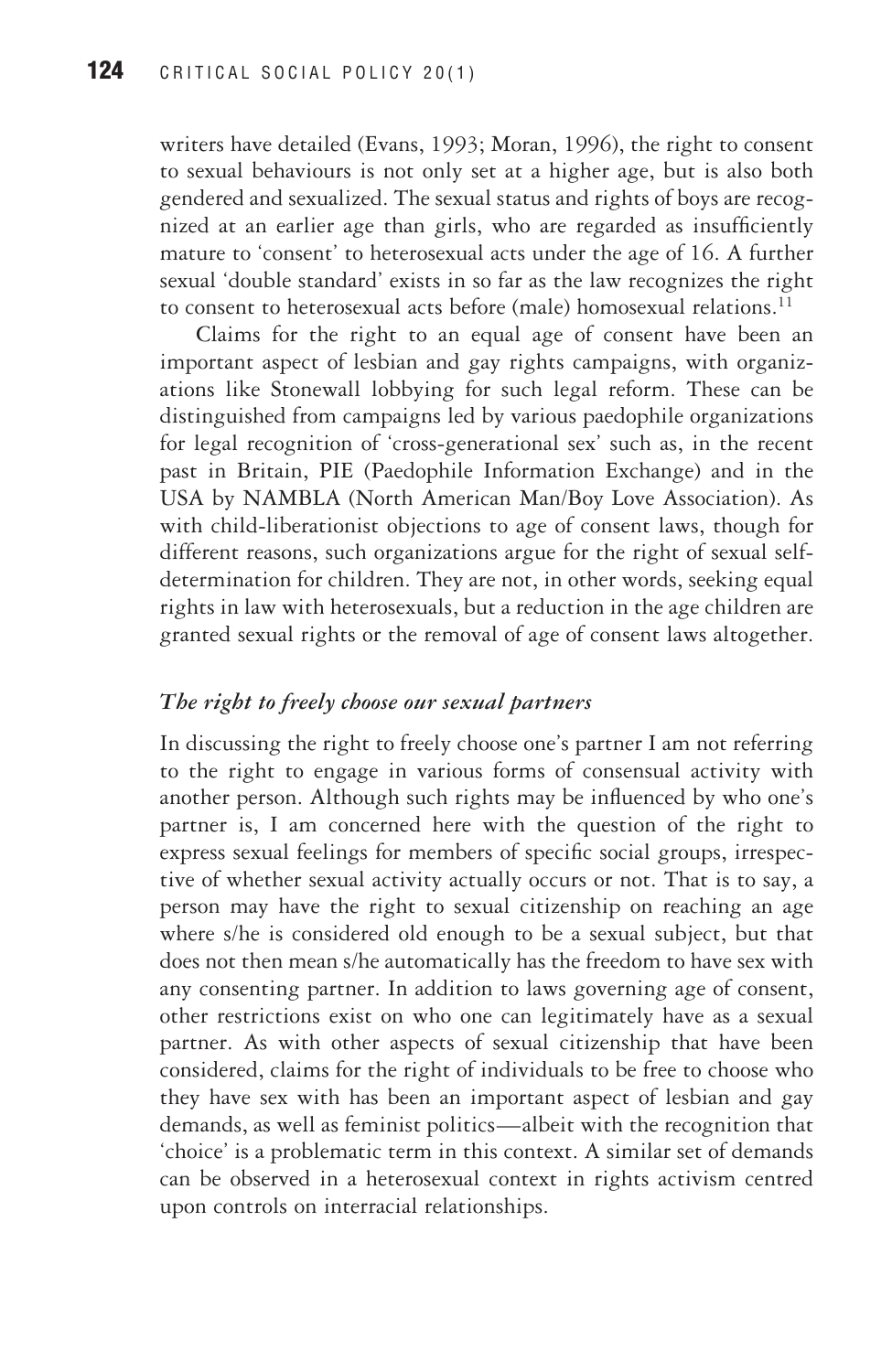writers have detailed (Evans, 1993; Moran, 1996), the right to consent to sexual behaviours is not only set at a higher age, but is also both gendered and sexualized. The sexual status and rights of boys are recognized at an earlier age than girls, who are regarded as insufficiently mature to 'consent' to heterosexual acts under the age of 16. A further sexual 'double standard' exists in so far as the law recognizes the right to consent to heterosexual acts before (male) homosexual relations.[11]

Claims for the right to an equal age of consent have been an important aspect of lesbian and gay rights campaigns, with organizations like Stonewall lobbying for such legal reform. These can be distinguished from campaigns led by various paedophile organizations for legal recognition of 'cross-generational sex' such as, in the recent past in Britain, PIE (Paedophile Information Exchange) and in the USA by NAMBLA (North American Man/Boy Love Association). As with child-liberationist objections to age of consent laws, though for different reasons, such organizations argue for the right of sexual self-determination for children. They are not, in other words, seeking equal rights in law with heterosexuals, but a reduction in the age children are granted sexual rights or the removal of age of consent laws altogether.

### *The right to freely choose our sexual partners*

In discussing the right to freely choose one's partner I am not referring to the right to engage in various forms of consensual activity with another person. Although such rights may be influenced by who one's partner is, I am concerned here with the question of the right to express sexual feelings for members of specific social groups, irrespective of whether sexual activity actually occurs or not. That is to say, a person may have the right to sexual citizenship on reaching an age where s/he is considered old enough to be a sexual subject, but that does not then mean s/he automatically has the freedom to have sex with any consenting partner. In addition to laws governing age of consent, other restrictions exist on who one can legitimately have as a sexual partner. As with other aspects of sexual citizenship that have been considered, claims for the right of individuals to be free to choose who they have sex with has been an important aspect of lesbian and gay demands, as well as feminist politics—albeit with the recognition that 'choice' is a problematic term in this context. A similar set of demands can be observed in a heterosexual context in rights activism centred upon controls on interracial relationships.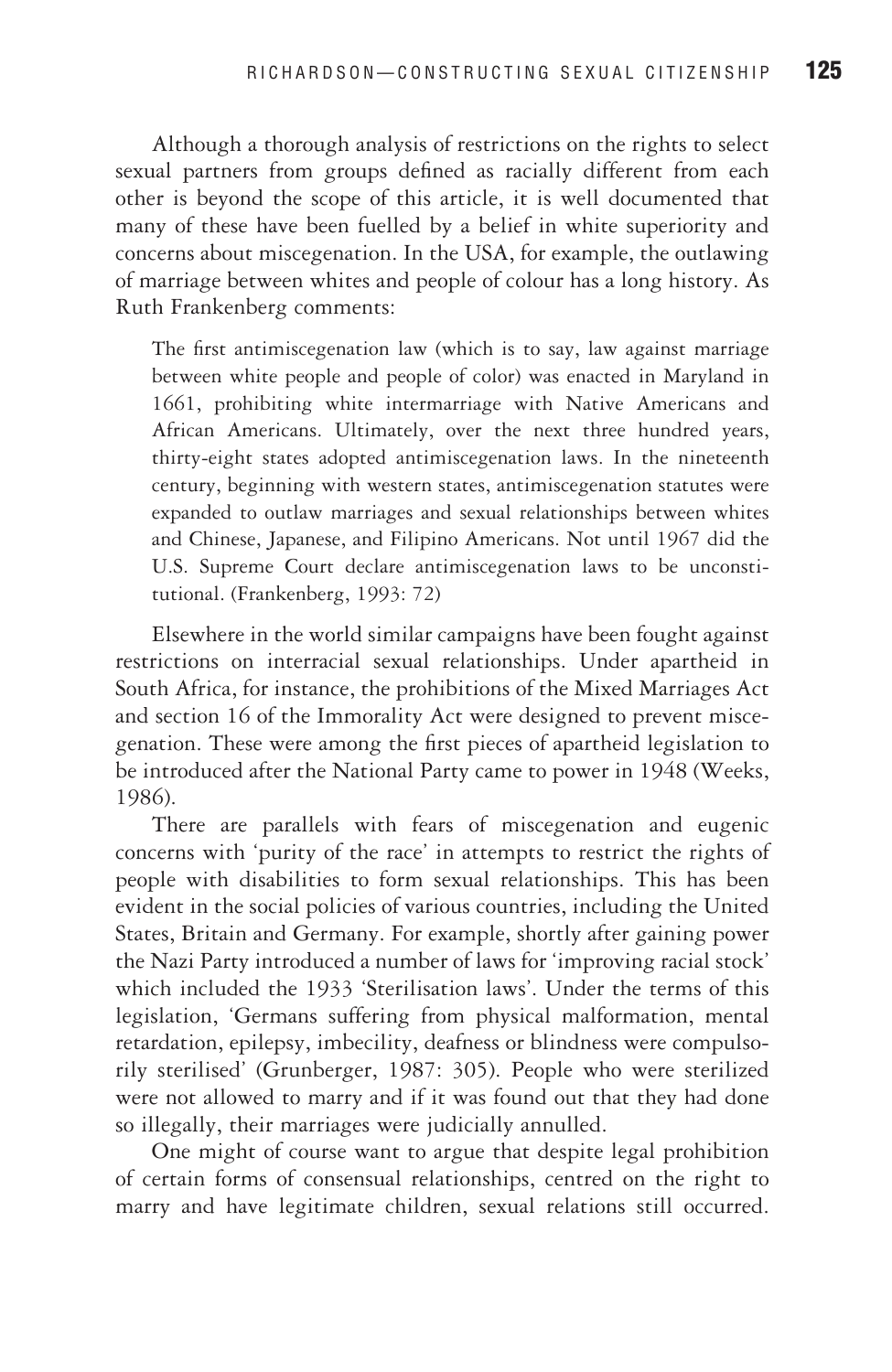Although a thorough analysis of restrictions on the rights to select sexual partners from groups defined as racially different from each other is beyond the scope of this article, it is well documented that many of these have been fuelled by a belief in white superiority and concerns about miscegenation. In the USA, for example, the outlawing of marriage between whites and people of colour has a long history. As Ruth Frankenberg comments:

> The first antimiscegenation law (which is to say, law against marriage between white people and people of color) was enacted in Maryland in 1661, prohibiting white intermarriage with Native Americans and African Americans. Ultimately, over the next three hundred years, thirty-eight states adopted antimiscegenation laws. In the nineteenth century, beginning with western states, antimiscegenation statutes were expanded to outlaw marriages and sexual relationships between whites and Chinese, Japanese, and Filipino Americans. Not until 1967 did the U.S. Supreme Court declare antimiscegenation laws to be unconstitutional. (Frankenberg, 1993: 72)

Elsewhere in the world similar campaigns have been fought against restrictions on interracial sexual relationships. Under apartheid in South Africa, for instance, the prohibitions of the Mixed Marriages Act and section 16 of the Immorality Act were designed to prevent miscegenation. These were among the first pieces of apartheid legislation to be introduced after the National Party came to power in 1948 (Weeks, 1986).

There are parallels with fears of miscegenation and eugenic concerns with 'purity of the race' in attempts to restrict the rights of people with disabilities to form sexual relationships. This has been evident in the social policies of various countries, including the United States, Britain and Germany. For example, shortly after gaining power the Nazi Party introduced a number of laws for 'improving racial stock' which included the 1933 'Sterilisation laws'. Under the terms of this legislation, 'Germans suffering from physical malformation, mental retardation, epilepsy, imbecility, deafness or blindness were compulsorily sterilised' (Grunberger, 1987: 305). People who were sterilized were not allowed to marry and if it was found out that they had done so illegally, their marriages were judicially annulled.

One might of course want to argue that despite legal prohibition of certain forms of consensual relationships, centred on the right to marry and have legitimate children, sexual relations still occurred.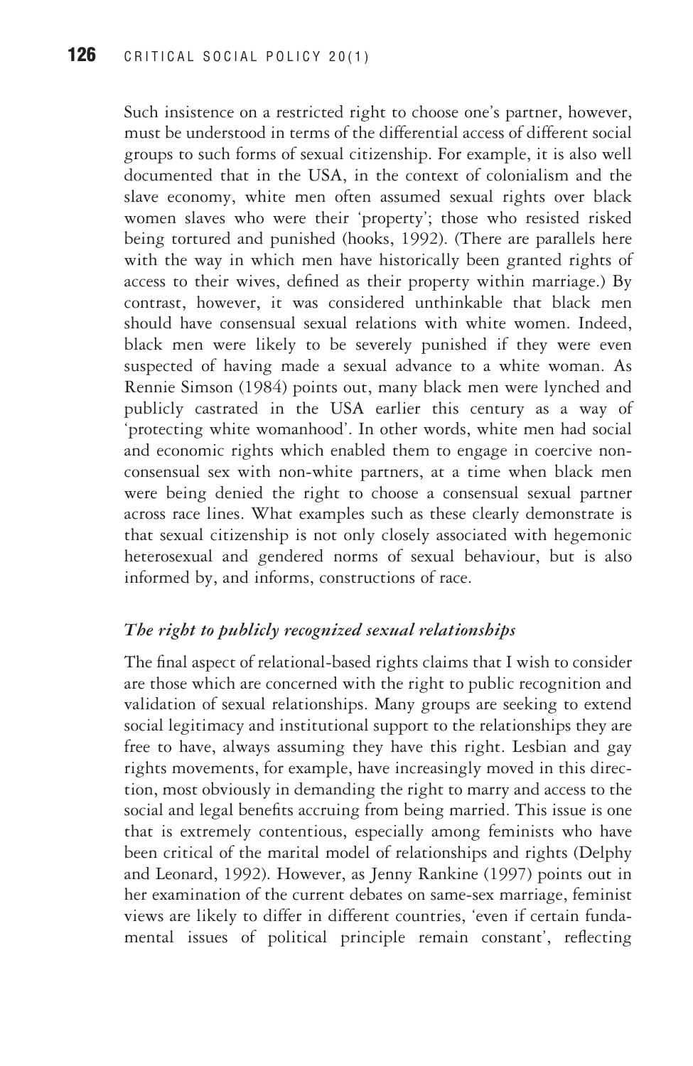Such insistence on a restricted right to choose one's partner, however, must be understood in terms of the differential access of different social groups to such forms of sexual citizenship. For example, it is also well documented that in the USA, in the context of colonialism and the slave economy, white men often assumed sexual rights over black women slaves who were their 'property'; those who resisted risked being tortured and punished (hooks, 1992). (There are parallels here with the way in which men have historically been granted rights of access to their wives, defined as their property within marriage.) By contrast, however, it was considered unthinkable that black men should have consensual sexual relations with white women. Indeed, black men were likely to be severely punished if they were even suspected of having made a sexual advance to a white woman. As Rennie Simson (1984) points out, many black men were lynched and publicly castrated in the USA earlier this century as a way of 'protecting white womanhood'. In other words, white men had social and economic rights which enabled them to engage in coercive non-consensual sex with non-white partners, at a time when black men were being denied the right to choose a consensual sexual partner across race lines. What examples such as these clearly demonstrate is that sexual citizenship is not only closely associated with hegemonic heterosexual and gendered norms of sexual behaviour, but is also informed by, and informs, constructions of race.

### *The right to publicly recognized sexual relationships*

The final aspect of relational-based rights claims that I wish to consider are those which are concerned with the right to public recognition and validation of sexual relationships. Many groups are seeking to extend social legitimacy and institutional support to the relationships they are free to have, always assuming they have this right. Lesbian and gay rights movements, for example, have increasingly moved in this direction, most obviously in demanding the right to marry and access to the social and legal benefits accruing from being married. This issue is one that is extremely contentious, especially among feminists who have been critical of the marital model of relationships and rights (Delphy and Leonard, 1992). However, as Jenny Rankine (1997) points out in her examination of the current debates on same-sex marriage, feminist views are likely to differ in different countries, 'even if certain fundamental issues of political principle remain constant', reflecting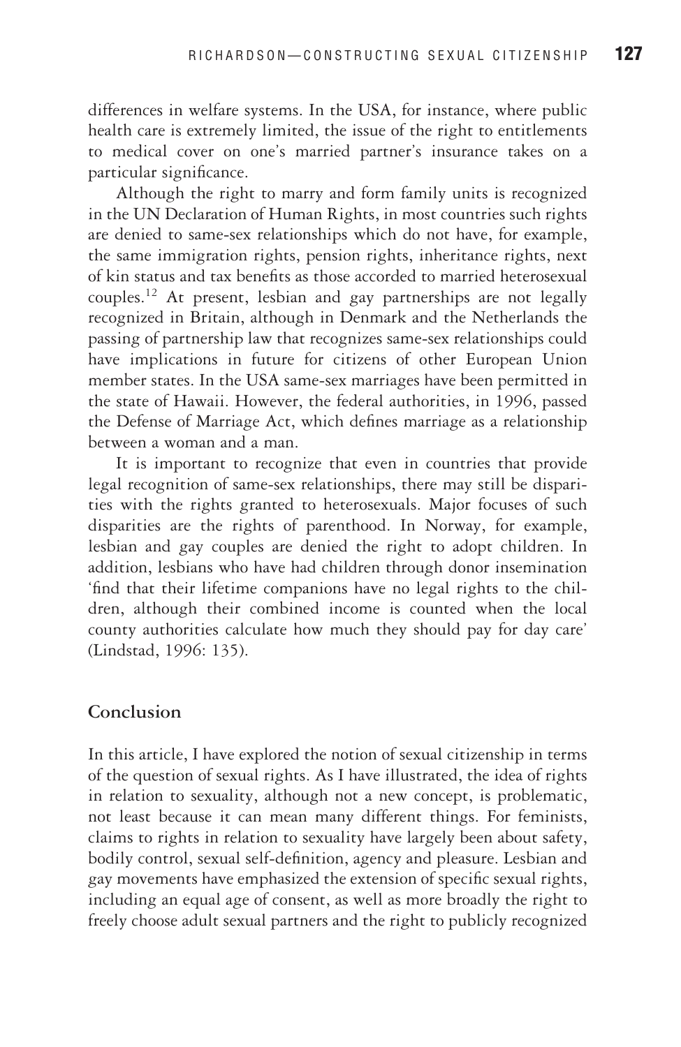differences in welfare systems. In the USA, for instance, where public health care is extremely limited, the issue of the right to entitlements to medical cover on one's married partner's insurance takes on a particular significance.

Although the right to marry and form family units is recognized in the UN Declaration of Human Rights, in most countries such rights are denied to same-sex relationships which do not have, for example, the same immigration rights, pension rights, inheritance rights, next of kin status and tax benefits as those accorded to married heterosexual couples.[12] At present, lesbian and gay partnerships are not legally recognized in Britain, although in Denmark and the Netherlands the passing of partnership law that recognizes same-sex relationships could have implications in future for citizens of other European Union member states. In the USA same-sex marriages have been permitted in the state of Hawaii. However, the federal authorities, in 1996, passed the Defense of Marriage Act, which defines marriage as a relationship between a woman and a man.

It is important to recognize that even in countries that provide legal recognition of same-sex relationships, there may still be disparities with the rights granted to heterosexuals. Major focuses of such disparities are the rights of parenthood. In Norway, for example, lesbian and gay couples are denied the right to adopt children. In addition, lesbians who have had children through donor insemination 'find that their lifetime companions have no legal rights to the children, although their combined income is counted when the local county authorities calculate how much they should pay for day care' (Lindstad, 1996: 135).

## Conclusion

In this article, I have explored the notion of sexual citizenship in terms of the question of sexual rights. As I have illustrated, the idea of rights in relation to sexuality, although not a new concept, is problematic, not least because it can mean many different things. For feminists, claims to rights in relation to sexuality have largely been about safety, bodily control, sexual self-definition, agency and pleasure. Lesbian and gay movements have emphasized the extension of specific sexual rights, including an equal age of consent, as well as more broadly the right to freely choose adult sexual partners and the right to publicly recognized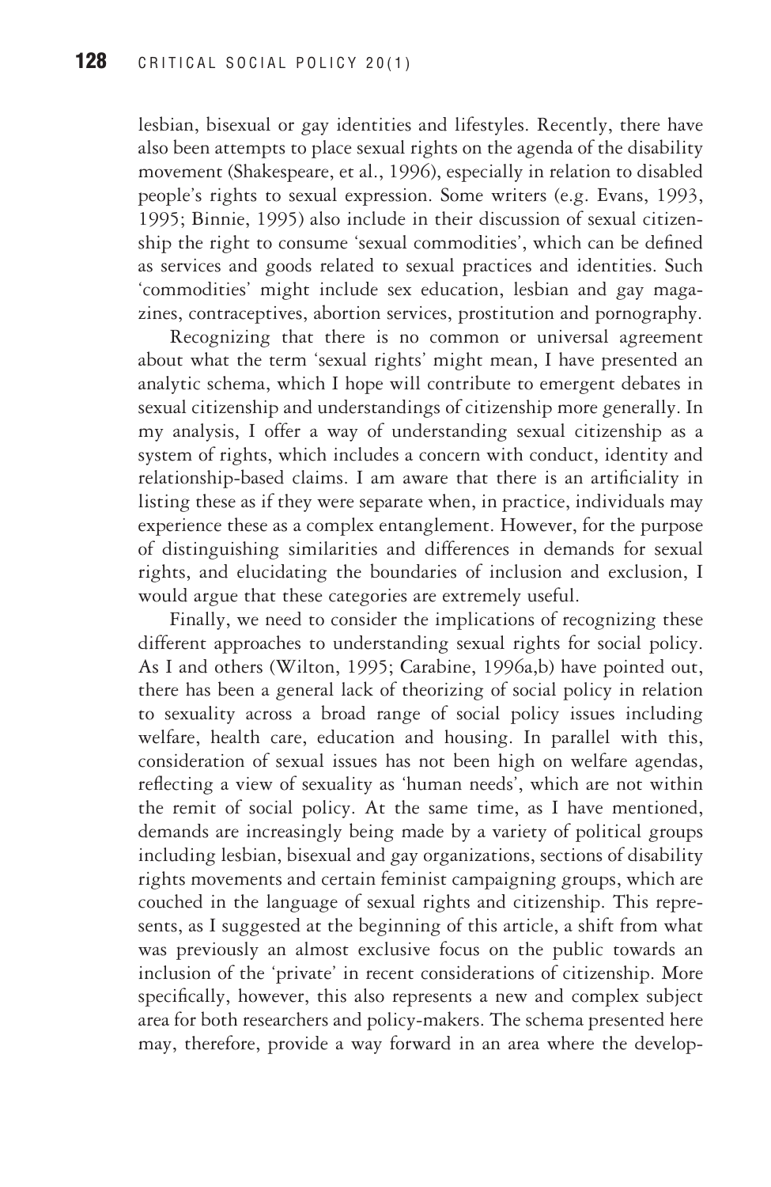lesbian, bisexual or gay identities and lifestyles. Recently, there have also been attempts to place sexual rights on the agenda of the disability movement (Shakespeare, et al., 1996), especially in relation to disabled people's rights to sexual expression. Some writers (e.g. Evans, 1993, 1995; Binnie, 1995) also include in their discussion of sexual citizenship the right to consume 'sexual commodities', which can be defined as services and goods related to sexual practices and identities. Such 'commodities' might include sex education, lesbian and gay magazines, contraceptives, abortion services, prostitution and pornography.

Recognizing that there is no common or universal agreement about what the term 'sexual rights' might mean, I have presented an analytic schema, which I hope will contribute to emergent debates in sexual citizenship and understandings of citizenship more generally. In my analysis, I offer a way of understanding sexual citizenship as a system of rights, which includes a concern with conduct, identity and relationship-based claims. I am aware that there is an artificiality in listing these as if they were separate when, in practice, individuals may experience these as a complex entanglement. However, for the purpose of distinguishing similarities and differences in demands for sexual rights, and elucidating the boundaries of inclusion and exclusion, I would argue that these categories are extremely useful.

Finally, we need to consider the implications of recognizing these different approaches to understanding sexual rights for social policy. As I and others (Wilton, 1995; Carabine, 1996a,b) have pointed out, there has been a general lack of theorizing of social policy in relation to sexuality across a broad range of social policy issues including welfare, health care, education and housing. In parallel with this, consideration of sexual issues has not been high on welfare agendas, reflecting a view of sexuality as 'human needs', which are not within the remit of social policy. At the same time, as I have mentioned, demands are increasingly being made by a variety of political groups including lesbian, bisexual and gay organizations, sections of disability rights movements and certain feminist campaigning groups, which are couched in the language of sexual rights and citizenship. This represents, as I suggested at the beginning of this article, a shift from what was previously an almost exclusive focus on the public towards an inclusion of the 'private' in recent considerations of citizenship. More specifically, however, this also represents a new and complex subject area for both researchers and policy-makers. The schema presented here may, therefore, provide a way forward in an area where the develop-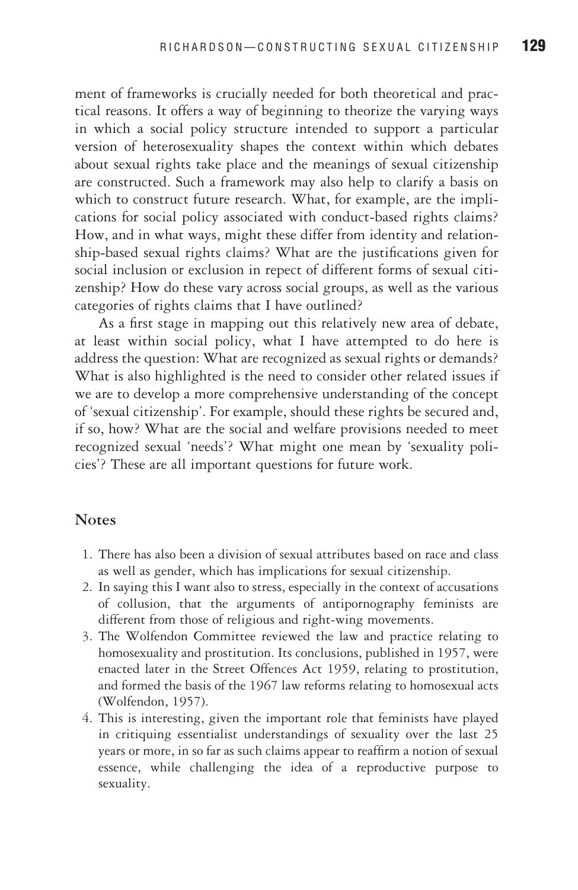ment of frameworks is crucially needed for both theoretical and practical reasons. It offers a way of beginning to theorize the varying ways in which a social policy structure intended to support a particular version of heterosexuality shapes the context within which debates about sexual rights take place and the meanings of sexual citizenship are constructed. Such a framework may also help to clarify a basis on which to construct future research. What, for example, are the implications for social policy associated with conduct-based rights claims? How, and in what ways, might these differ from identity and relationship-based sexual rights claims? What are the justifications given for social inclusion or exclusion in repect of different forms of sexual citizenship? How do these vary across social groups, as well as the various categories of rights claims that I have outlined?

As a first stage in mapping out this relatively new area of debate, at least within social policy, what I have attempted to do here is address the question: What are recognized as sexual rights or demands? What is also highlighted is the need to consider other related issues if we are to develop a more comprehensive understanding of the concept of 'sexual citizenship'. For example, should these rights be secured and, if so, how? What are the social and welfare provisions needed to meet recognized sexual 'needs'? What might one mean by 'sexuality policies'? These are all important questions for future work.

## Notes

1. There has also been a division of sexual attributes based on race and class as well as gender, which has implications for sexual citizenship.
2. In saying this I want also to stress, especially in the context of accusations of collusion, that the arguments of antipornography feminists are different from those of religious and right-wing movements.
3. The Wolfendon Committee reviewed the law and practice relating to homosexuality and prostitution. Its conclusions, published in 1957, were enacted later in the Street Offences Act 1959, relating to prostitution, and formed the basis of the 1967 law reforms relating to homosexual acts (Wolfendon, 1957).
4. This is interesting, given the important role that feminists have played in critiquing essentialist understandings of sexuality over the last 25 years or more, in so far as such claims appear to reaffirm a notion of sexual essence, while challenging the idea of a reproductive purpose to sexuality.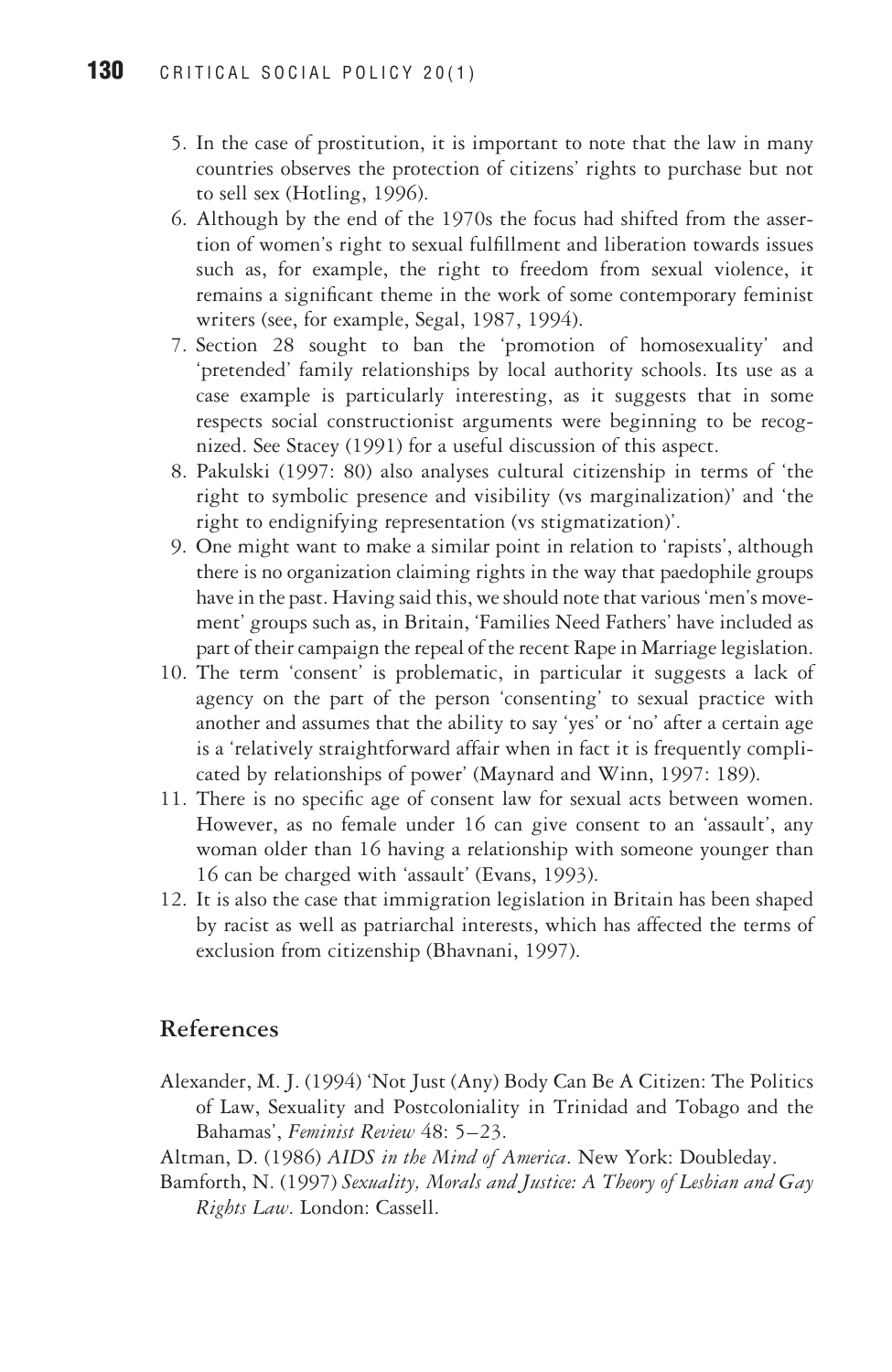5. In the case of prostitution, it is important to note that the law in many countries observes the protection of citizens' rights to purchase but not to sell sex (Hotling, 1996).
6. Although by the end of the 1970s the focus had shifted from the assertion of women's right to sexual fulfillment and liberation towards issues such as, for example, the right to freedom from sexual violence, it remains a significant theme in the work of some contemporary feminist writers (see, for example, Segal, 1987, 1994).
7. Section 28 sought to ban the 'promotion of homosexuality' and 'pretended' family relationships by local authority schools. Its use as a case example is particularly interesting, as it suggests that in some respects social constructionist arguments were beginning to be recognized. See Stacey (1991) for a useful discussion of this aspect.
8. Pakulski (1997: 80) also analyses cultural citizenship in terms of 'the right to symbolic presence and visibility (vs marginalization)' and 'the right to endignifying representation (vs stigmatization)'.
9. One might want to make a similar point in relation to 'rapists', although there is no organization claiming rights in the way that paedophile groups have in the past. Having said this, we should note that various 'men's movement' groups such as, in Britain, 'Families Need Fathers' have included as part of their campaign the repeal of the recent Rape in Marriage legislation.
10. The term 'consent' is problematic, in particular it suggests a lack of agency on the part of the person 'consenting' to sexual practice with another and assumes that the ability to say 'yes' or 'no' after a certain age is a 'relatively straightforward affair when in fact it is frequently complicated by relationships of power' (Maynard and Winn, 1997: 189).
11. There is no specific age of consent law for sexual acts between women. However, as no female under 16 can give consent to an 'assault', any woman older than 16 having a relationship with someone younger than 16 can be charged with 'assault' (Evans, 1993).
12. It is also the case that immigration legislation in Britain has been shaped by racist as well as patriarchal interests, which has affected the terms of exclusion from citizenship (Bhavnani, 1997).

## References

Alexander, M. J. (1994) 'Not Just (Any) Body Can Be A Citizen: The Politics of Law, Sexuality and Postcoloniality in Trinidad and Tobago and the Bahamas', *Feminist Review* 48: 5–23.

Altman, D. (1986) *AIDS in the Mind of America*. New York: Doubleday.

Bamforth, N. (1997) *Sexuality, Morals and Justice: A Theory of Lesbian and Gay Rights Law*. London: Cassell.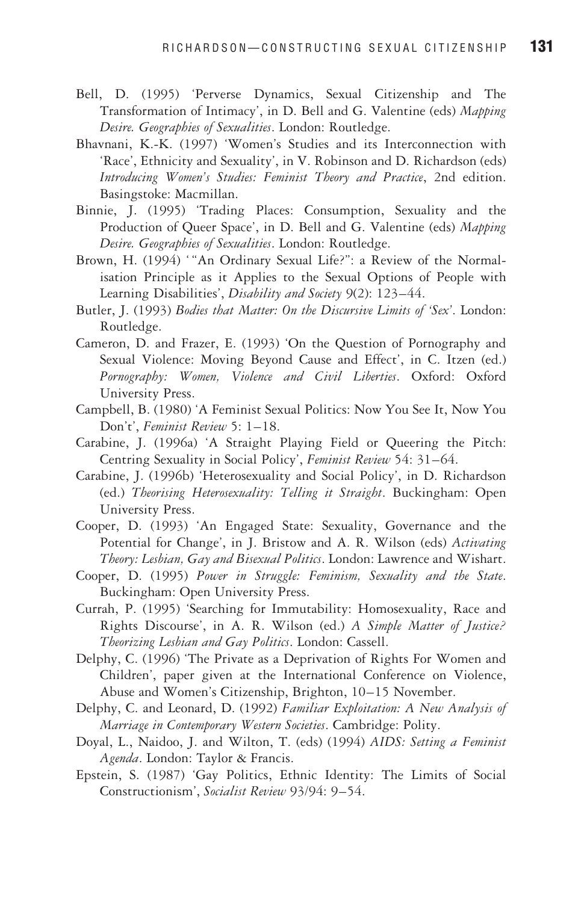Bell, D. (1995) 'Perverse Dynamics, Sexual Citizenship and The Transformation of Intimacy', in D. Bell and G. Valentine (eds) *Mapping Desire. Geographies of Sexualities*. London: Routledge.

Bhavnani, K.-K. (1997) 'Women's Studies and its Interconnection with 'Race', Ethnicity and Sexuality', in V. Robinson and D. Richardson (eds) *Introducing Women's Studies: Feminist Theory and Practice*, 2nd edition. Basingstoke: Macmillan.

Binnie, J. (1995) 'Trading Places: Consumption, Sexuality and the Production of Queer Space', in D. Bell and G. Valentine (eds) *Mapping Desire. Geographies of Sexualities*. London: Routledge.

Brown, H. (1994) ' "An Ordinary Sexual Life?": a Review of the Normalisation Principle as it Applies to the Sexual Options of People with Learning Disabilities', *Disability and Society* 9(2): 123–44.

Butler, J. (1993) *Bodies that Matter: On the Discursive Limits of 'Sex'*. London: Routledge.

Cameron, D. and Frazer, E. (1993) 'On the Question of Pornography and Sexual Violence: Moving Beyond Cause and Effect', in C. Itzen (ed.) *Pornography: Women, Violence and Civil Liberties*. Oxford: Oxford University Press.

Campbell, B. (1980) 'A Feminist Sexual Politics: Now You See It, Now You Don't', *Feminist Review* 5: 1–18.

Carabine, J. (1996a) 'A Straight Playing Field or Queering the Pitch: Centring Sexuality in Social Policy', *Feminist Review* 54: 31–64.

Carabine, J. (1996b) 'Heterosexuality and Social Policy', in D. Richardson (ed.) *Theorising Heterosexuality: Telling it Straight*. Buckingham: Open University Press.

Cooper, D. (1993) 'An Engaged State: Sexuality, Governance and the Potential for Change', in J. Bristow and A. R. Wilson (eds) *Activating Theory: Lesbian, Gay and Bisexual Politics*. London: Lawrence and Wishart.

Cooper, D. (1995) *Power in Struggle: Feminism, Sexuality and the State*. Buckingham: Open University Press.

Currah, P. (1995) 'Searching for Immutability: Homosexuality, Race and Rights Discourse', in A. R. Wilson (ed.) *A Simple Matter of Justice? Theorizing Lesbian and Gay Politics*. London: Cassell.

Delphy, C. (1996) 'The Private as a Deprivation of Rights For Women and Children', paper given at the International Conference on Violence, Abuse and Women's Citizenship, Brighton, 10–15 November.

Delphy, C. and Leonard, D. (1992) *Familiar Exploitation: A New Analysis of Marriage in Contemporary Western Societies*. Cambridge: Polity.

Doyal, L., Naidoo, J. and Wilton, T. (eds) (1994) *AIDS: Setting a Feminist Agenda*. London: Taylor & Francis.

Epstein, S. (1987) 'Gay Politics, Ethnic Identity: The Limits of Social Constructionism', *Socialist Review* 93/94: 9–54.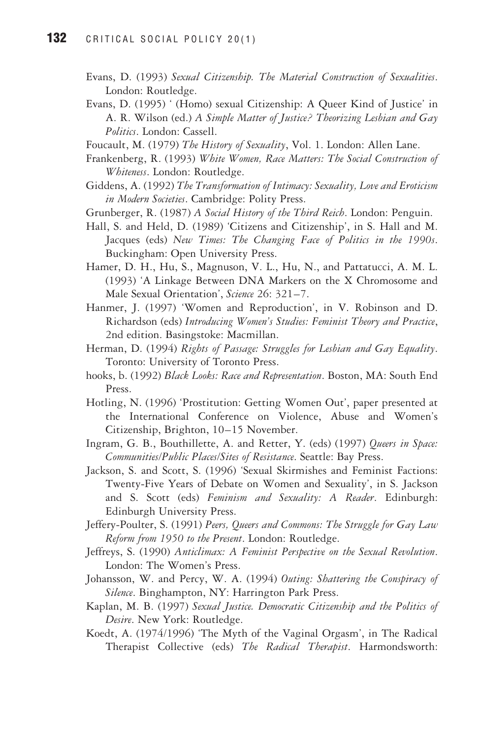Evans, D. (1993) *Sexual Citizenship. The Material Construction of Sexualities*. London: Routledge.

Evans, D. (1995) ' (Homo) sexual Citizenship: A Queer Kind of Justice' in A. R. Wilson (ed.) *A Simple Matter of Justice? Theorizing Lesbian and Gay Politics*. London: Cassell.

Foucault, M. (1979) *The History of Sexuality*, Vol. 1. London: Allen Lane.

Frankenberg, R. (1993) *White Women, Race Matters: The Social Construction of Whiteness*. London: Routledge.

Giddens, A. (1992) *The Transformation of Intimacy: Sexuality, Love and Eroticism in Modern Societies*. Cambridge: Polity Press.

Grunberger, R. (1987) *A Social History of the Third Reich*. London: Penguin.

Hall, S. and Held, D. (1989) 'Citizens and Citizenship', in S. Hall and M. Jacques (eds) *New Times: The Changing Face of Politics in the 1990s*. Buckingham: Open University Press.

Hamer, D. H., Hu, S., Magnuson, V. L., Hu, N., and Pattatucci, A. M. L. (1993) 'A Linkage Between DNA Markers on the X Chromosome and Male Sexual Orientation', *Science* 26: 321–7.

Hanmer, J. (1997) 'Women and Reproduction', in V. Robinson and D. Richardson (eds) *Introducing Women's Studies: Feminist Theory and Practice*, 2nd edition. Basingstoke: Macmillan.

Herman, D. (1994) *Rights of Passage: Struggles for Lesbian and Gay Equality*. Toronto: University of Toronto Press.

hooks, b. (1992) *Black Looks: Race and Representation*. Boston, MA: South End Press.

Hotling, N. (1996) 'Prostitution: Getting Women Out', paper presented at the International Conference on Violence, Abuse and Women's Citizenship, Brighton, 10–15 November.

Ingram, G. B., Bouthillette, A. and Retter, Y. (eds) (1997) *Queers in Space: Communities/Public Places/Sites of Resistance*. Seattle: Bay Press.

Jackson, S. and Scott, S. (1996) 'Sexual Skirmishes and Feminist Factions: Twenty-Five Years of Debate on Women and Sexuality', in S. Jackson and S. Scott (eds) *Feminism and Sexuality: A Reader*. Edinburgh: Edinburgh University Press.

Jeffery-Poulter, S. (1991) *Peers, Queers and Commons: The Struggle for Gay Law Reform from 1950 to the Present*. London: Routledge.

Jeffreys, S. (1990) *Anticlimax: A Feminist Perspective on the Sexual Revolution*. London: The Women's Press.

Johansson, W. and Percy, W. A. (1994) *Outing: Shattering the Conspiracy of Silence*. Binghampton, NY: Harrington Park Press.

Kaplan, M. B. (1997) *Sexual Justice. Democratic Citizenship and the Politics of Desire*. New York: Routledge.

Koedt, A. (1974/1996) 'The Myth of the Vaginal Orgasm', in The Radical Therapist Collective (eds) *The Radical Therapist*. Harmondsworth: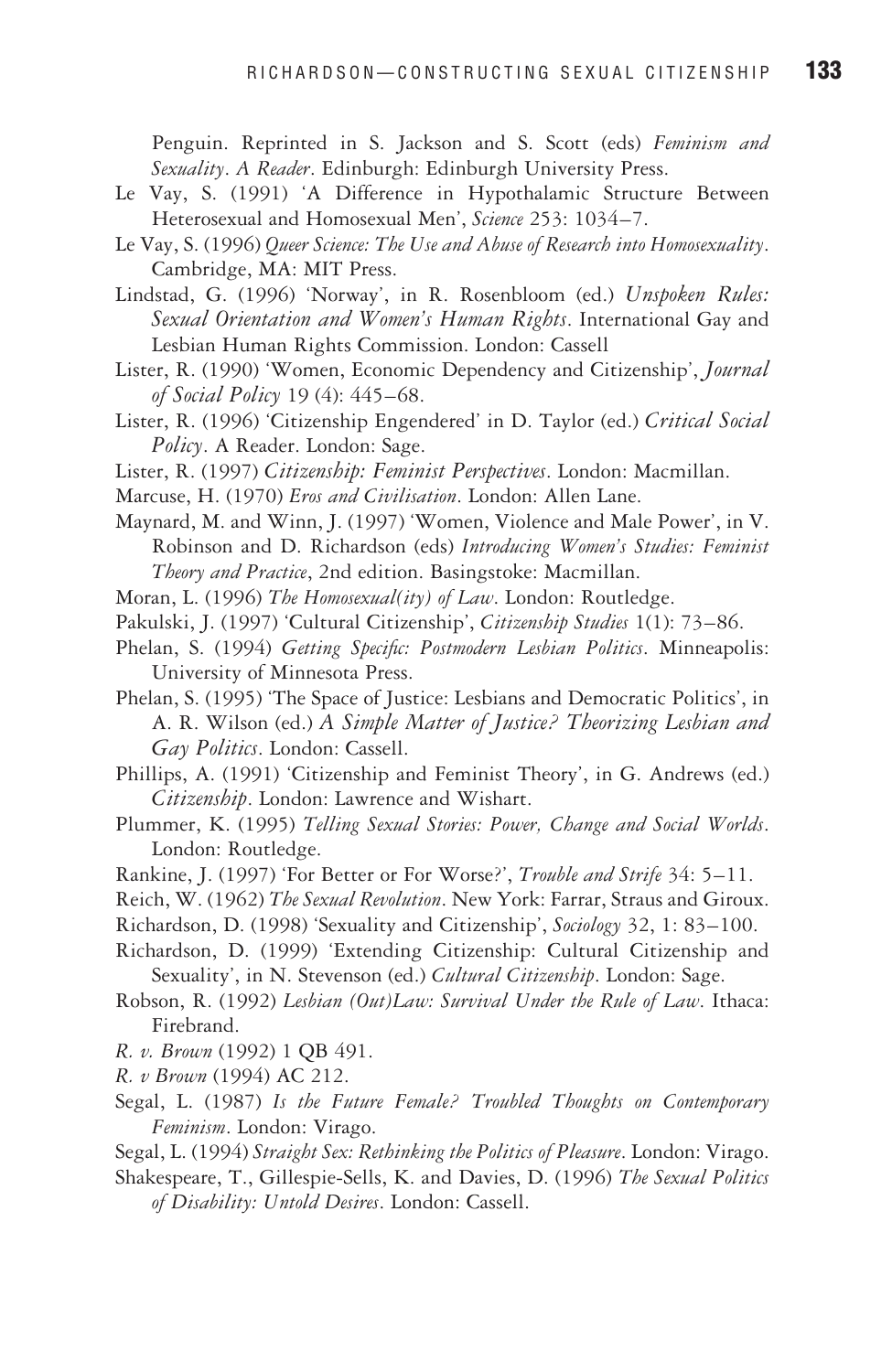Penguin. Reprinted in S. Jackson and S. Scott (eds) *Feminism and Sexuality. A Reader*. Edinburgh: Edinburgh University Press.

Le Vay, S. (1991) 'A Difference in Hypothalamic Structure Between Heterosexual and Homosexual Men', *Science* 253: 1034–7.

Le Vay, S. (1996) *Queer Science: The Use and Abuse of Research into Homosexuality*. Cambridge, MA: MIT Press.

Lindstad, G. (1996) 'Norway', in R. Rosenbloom (ed.) *Unspoken Rules: Sexual Orientation and Women's Human Rights*. International Gay and Lesbian Human Rights Commission. London: Cassell

Lister, R. (1990) 'Women, Economic Dependency and Citizenship', *Journal of Social Policy* 19 (4): 445–68.

Lister, R. (1996) 'Citizenship Engendered' in D. Taylor (ed.) *Critical Social Policy*. A Reader. London: Sage.

Lister, R. (1997) *Citizenship: Feminist Perspectives*. London: Macmillan.

Marcuse, H. (1970) *Eros and Civilisation*. London: Allen Lane.

Maynard, M. and Winn, J. (1997) 'Women, Violence and Male Power', in V. Robinson and D. Richardson (eds) *Introducing Women's Studies: Feminist Theory and Practice*, 2nd edition. Basingstoke: Macmillan.

Moran, L. (1996) *The Homosexual(ity) of Law*. London: Routledge.

Pakulski, J. (1997) 'Cultural Citizenship', *Citizenship Studies* 1(1): 73–86.

Phelan, S. (1994) *Getting Specific: Postmodern Lesbian Politics*. Minneapolis: University of Minnesota Press.

Phelan, S. (1995) 'The Space of Justice: Lesbians and Democratic Politics', in A. R. Wilson (ed.) *A Simple Matter of Justice? Theorizing Lesbian and Gay Politics*. London: Cassell.

Phillips, A. (1991) 'Citizenship and Feminist Theory', in G. Andrews (ed.) *Citizenship*. London: Lawrence and Wishart.

Plummer, K. (1995) *Telling Sexual Stories: Power, Change and Social Worlds*. London: Routledge.

Rankine, J. (1997) 'For Better or For Worse?', *Trouble and Strife* 34: 5–11.

Reich, W. (1962) *The Sexual Revolution*. New York: Farrar, Straus and Giroux.

Richardson, D. (1998) 'Sexuality and Citizenship', *Sociology* 32, 1: 83–100.

Richardson, D. (1999) 'Extending Citizenship: Cultural Citizenship and Sexuality', in N. Stevenson (ed.) *Cultural Citizenship*. London: Sage.

Robson, R. (1992) *Lesbian (Out)Law: Survival Under the Rule of Law*. Ithaca: Firebrand.

*R. v. Brown* (1992) 1 QB 491.

*R. v Brown* (1994) AC 212.

Segal, L. (1987) *Is the Future Female? Troubled Thoughts on Contemporary Feminism*. London: Virago.

Segal, L. (1994) *Straight Sex: Rethinking the Politics of Pleasure*. London: Virago.

Shakespeare, T., Gillespie-Sells, K. and Davies, D. (1996) *The Sexual Politics of Disability: Untold Desires*. London: Cassell.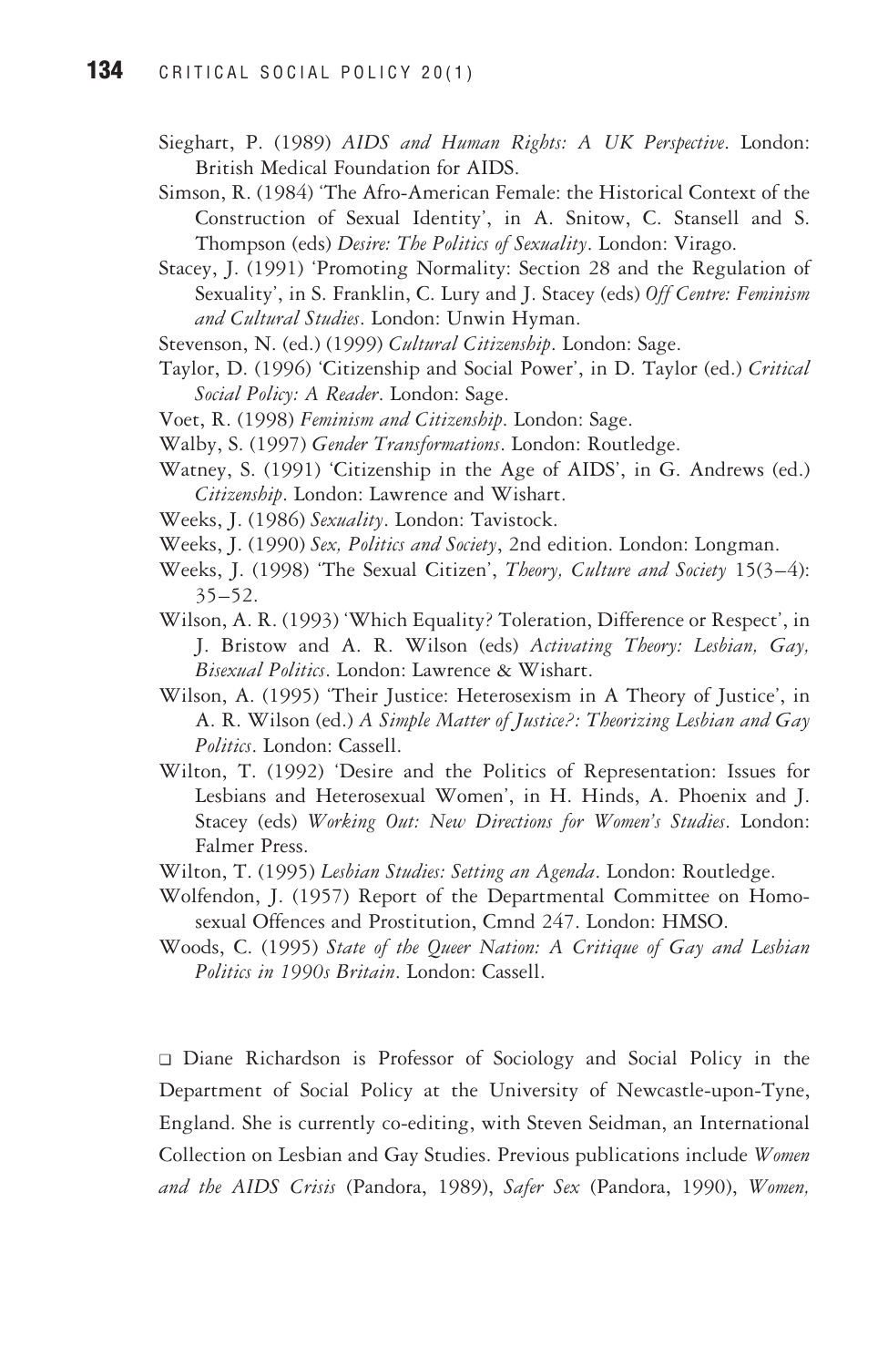Sieghart, P. (1989) *AIDS and Human Rights: A UK Perspective*. London: British Medical Foundation for AIDS.

Simson, R. (1984) 'The Afro-American Female: the Historical Context of the Construction of Sexual Identity', in A. Snitow, C. Stansell and S. Thompson (eds) *Desire: The Politics of Sexuality*. London: Virago.

Stacey, J. (1991) 'Promoting Normality: Section 28 and the Regulation of Sexuality', in S. Franklin, C. Lury and J. Stacey (eds) *Off Centre: Feminism and Cultural Studies*. London: Unwin Hyman.

Stevenson, N. (ed.) (1999) *Cultural Citizenship*. London: Sage.

Taylor, D. (1996) 'Citizenship and Social Power', in D. Taylor (ed.) *Critical Social Policy: A Reader*. London: Sage.

Voet, R. (1998) *Feminism and Citizenship*. London: Sage.

Walby, S. (1997) *Gender Transformations*. London: Routledge.

Watney, S. (1991) 'Citizenship in the Age of AIDS', in G. Andrews (ed.) *Citizenship*. London: Lawrence and Wishart.

Weeks, J. (1986) *Sexuality*. London: Tavistock.

Weeks, J. (1990) *Sex, Politics and Society*, 2nd edition. London: Longman.

Weeks, J. (1998) 'The Sexual Citizen', *Theory, Culture and Society* 15(3–4): 35–52.

Wilson, A. R. (1993) 'Which Equality? Toleration, Difference or Respect', in J. Bristow and A. R. Wilson (eds) *Activating Theory: Lesbian, Gay, Bisexual Politics*. London: Lawrence & Wishart.

Wilson, A. (1995) 'Their Justice: Heterosexism in A Theory of Justice', in A. R. Wilson (ed.) *A Simple Matter of Justice?: Theorizing Lesbian and Gay Politics*. London: Cassell.

Wilton, T. (1992) 'Desire and the Politics of Representation: Issues for Lesbians and Heterosexual Women', in H. Hinds, A. Phoenix and J. Stacey (eds) *Working Out: New Directions for Women's Studies*. London: Falmer Press.

Wilton, T. (1995) *Lesbian Studies: Setting an Agenda*. London: Routledge.

Wolfendon, J. (1957) Report of the Departmental Committee on Homosexual Offences and Prostitution, Cmnd 247. London: HMSO.

Woods, C. (1995) *State of the Queer Nation: A Critique of Gay and Lesbian Politics in 1990s Britain*. London: Cassell.

❑ Diane Richardson is Professor of Sociology and Social Policy in the Department of Social Policy at the University of Newcastle-upon-Tyne, England. She is currently co-editing, with Steven Seidman, an International Collection on Lesbian and Gay Studies. Previous publications include *Women and the AIDS Crisis* (Pandora, 1989), *Safer Sex* (Pandora, 1990), *Women,*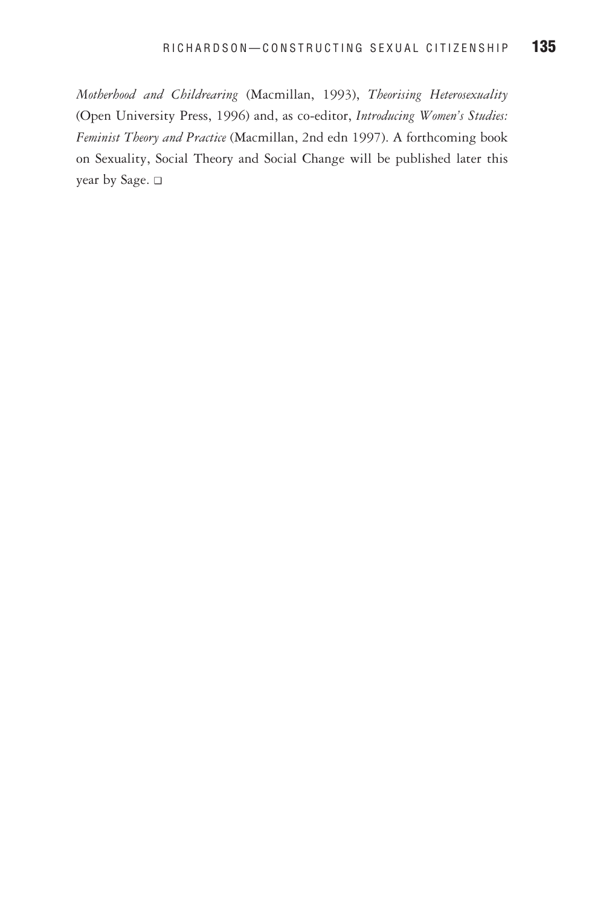*Motherhood and Childrearing* (Macmillan, 1993), *Theorising Heterosexuality* (Open University Press, 1996) and, as co-editor, *Introducing Women's Studies: Feminist Theory and Practice* (Macmillan, 2nd edn 1997). A forthcoming book on Sexuality, Social Theory and Social Change will be published later this year by Sage. ❑